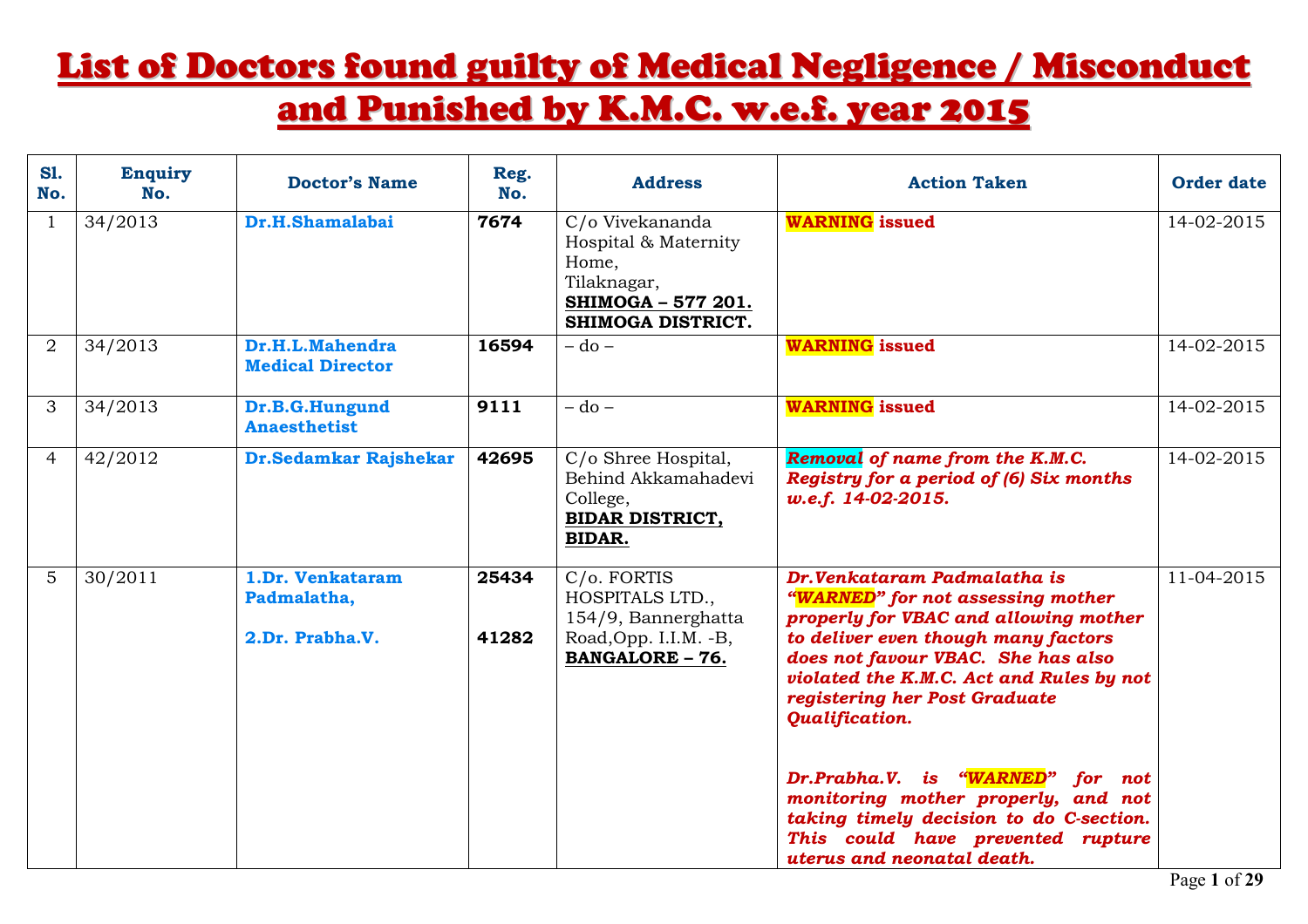# List of Doctors found guilty of Medical Negligence / Misconduct and Punished by K.M.C. w.e.f. year 2015

| Sl. No. | Enquiry No. | Doctor's Name | Reg. No. | Address | Action Taken | Order date |
|---|---|---|---|---|---|---|
| 1 | 34/2013 | **Dr.H.Shamalabai** | **7674** | C/o Vivekananda Hospital & Maternity Home, Tilaknagar, **SHIMOGA – 577 201. SHIMOGA DISTRICT.** | **WARNING issued** | 14-02-2015 |
| 2 | 34/2013 | **Dr.H.L.Mahendra Medical Director** | **16594** | – do – | **WARNING issued** | 14-02-2015 |
| 3 | 34/2013 | **Dr.B.G.Hungund Anaesthetist** | **9111** | – do – | **WARNING issued** | 14-02-2015 |
| 4 | 42/2012 | **Dr.Sedamkar Rajshekar** | **42695** | C/o Shree Hospital, Behind Akkamahadevi College, **BIDAR DISTRICT, BIDAR.** | ***Removal of name from the K.M.C. Registry for a period of (6) Six months w.e.f. 14-02-2015.*** | 14-02-2015 |
| 5 | 30/2011 | **1.Dr. Venkataram Padmalatha,** <br> **2.Dr. Prabha.V.** | **25434** <br> **41282** | C/o. FORTIS HOSPITALS LTD., 154/9, Bannerghatta Road,Opp. I.I.M. -B, **BANGALORE – 76.** | ***Dr.Venkataram Padmalatha is "WARNED" for not assessing mother properly for VBAC and allowing mother to deliver even though many factors does not favour VBAC. She has also violated the K.M.C. Act and Rules by not registering her Post Graduate Qualification.*** <br><br> ***Dr.Prabha.V. is "WARNED" for not monitoring mother properly, and not taking timely decision to do C-section. This could have prevented rupture uterus and neonatal death.*** | 11-04-2015 |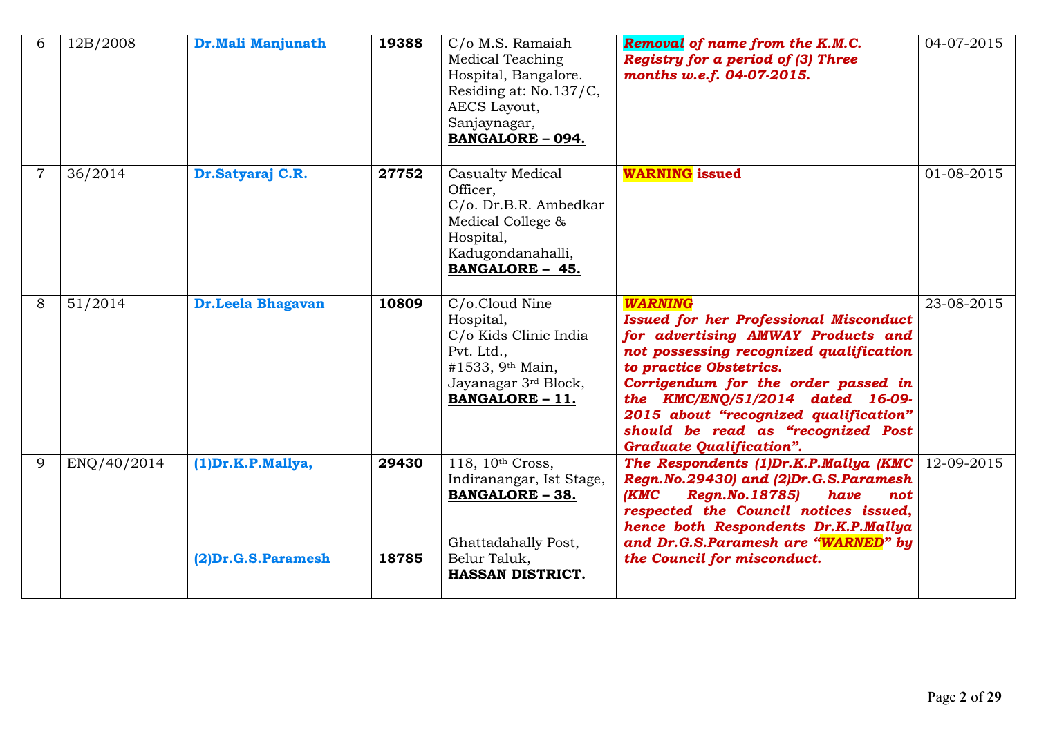| 6 | 12B/2008 | **Dr.Mali Manjunath** | **19388** | C/o M.S. Ramaiah Medical Teaching Hospital, Bangalore. Residing at: No.137/C, AECS Layout, Sanjaynagar, **BANGALORE – 094.** | ***Removal of name from the K.M.C. Registry for a period of (3) Three months w.e.f. 04-07-2015.*** | 04-07-2015 |
|---|---|---|---|---|---|---|
| 7 | 36/2014 | **Dr.Satyaraj C.R.** | **27752** | Casualty Medical Officer, C/o. Dr.B.R. Ambedkar Medical College & Hospital, Kadugondanahalli, **BANGALORE – 45.** | **WARNING issued** | 01-08-2015 |
| 8 | 51/2014 | **Dr.Leela Bhagavan** | **10809** | C/o.Cloud Nine Hospital, C/o Kids Clinic India Pvt. Ltd., #1533, 9th Main, Jayanagar 3rd Block, **BANGALORE – 11.** | ***WARNING*** ***Issued for her Professional Misconduct for advertising AMWAY Products and not possessing recognized qualification to practice Obstetrics.*** ***Corrigendum for the order passed in the KMC/ENQ/51/2014 dated 16-09-2015 about "recognized qualification" should be read as "recognized Post Graduate Qualification".*** | 23-08-2015 |
| 9 | ENQ/40/2014 | **(1)Dr.K.P.Mallya,** **(2)Dr.G.S.Paramesh** | **29430** **18785** | 118, 10th Cross, Indiranangar, Ist Stage, **BANGALORE – 38.** Ghattadahally Post, Belur Taluk, **HASSAN DISTRICT.** | ***The Respondents (1)Dr.K.P.Mallya (KMC Regn.No.29430) and (2)Dr.G.S.Paramesh (KMC Regn.No.18785) have not respected the Council notices issued, hence both Respondents Dr.K.P.Mallya and Dr.G.S.Paramesh are "WARNED" by the Council for misconduct.*** | 12-09-2015 |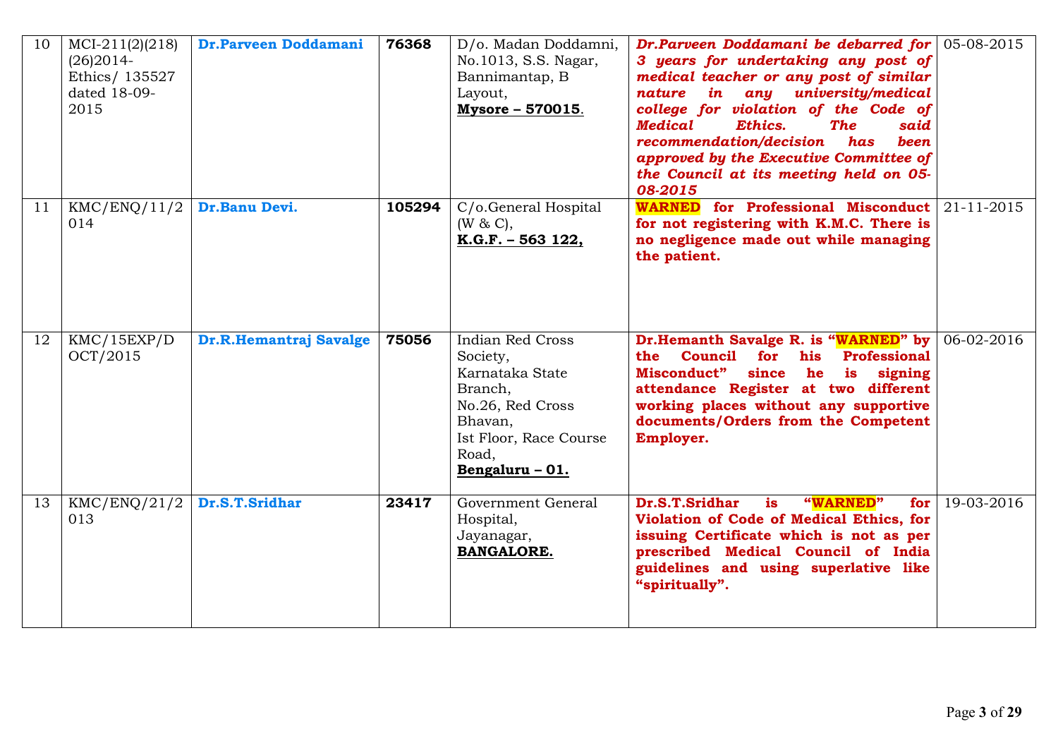| 10 | MCI-211(2)(218)(26)2014-Ethics/ 135527 dated 18-09-2015 | **Dr.Parveen Doddamani** | **76368** | D/o. Madan Doddamni, No.1013, S.S. Nagar, Bannimantap, B Layout, **Mysore – 570015**. | ***Dr.Parveen Doddamani be debarred for 3 years for undertaking any post of medical teacher or any post of similar nature in any university/medical college for violation of the Code of Medical Ethics. The said recommendation/decision has been approved by the Executive Committee of the Council at its meeting held on 05-08-2015*** | 05-08-2015 |
|---|---|---|---|---|---|---|
| 11 | KMC/ENQ/11/2014 | **Dr.Banu Devi.** | **105294** | C/o.General Hospital (W & C), **K.G.F. – 563 122,** | **WARNED for Professional Misconduct for not registering with K.M.C. There is no negligence made out while managing the patient.** | 21-11-2015 |
| 12 | KMC/15EXP/DOCT/2015 | **Dr.R.Hemantraj Savalge** | **75056** | Indian Red Cross Society, Karnataka State Branch, No.26, Red Cross Bhavan, Ist Floor, Race Course Road, **Bengaluru – 01.** | **Dr.Hemanth Savalge R. is "WARNED" by the Council for his Professional Misconduct" since he is signing attendance Register at two different working places without any supportive documents/Orders from the Competent Employer.** | 06-02-2016 |
| 13 | KMC/ENQ/21/2013 | **Dr.S.T.Sridhar** | **23417** | Government General Hospital, Jayanagar, **BANGALORE.** | **Dr.S.T.Sridhar is "WARNED" for Violation of Code of Medical Ethics, for issuing Certificate which is not as per prescribed Medical Council of India guidelines and using superlative like "spiritually".** | 19-03-2016 |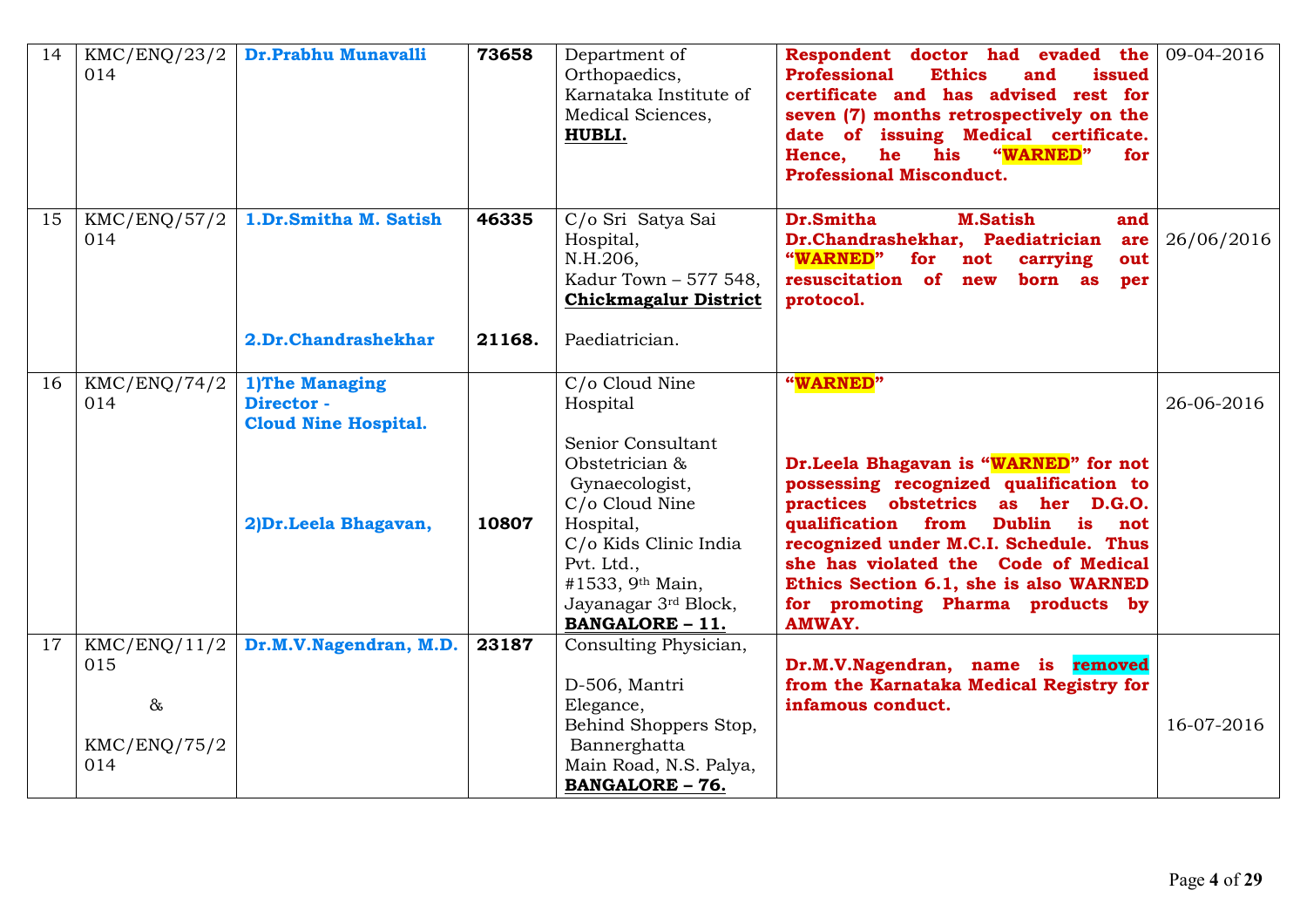| 14 | KMC/ENQ/23/2014 | **Dr.Prabhu Munavalli** | **73658** | Department of Orthopaedics, Karnataka Institute of Medical Sciences, **HUBLI.** | **Respondent doctor had evaded the Professional Ethics and issued certificate and has advised rest for seven (7) months retrospectively on the date of issuing Medical certificate. Hence, he his "WARNED" for Professional Misconduct.** | 09-04-2016 |
|---|---|---|---|---|---|---|
| 15 | KMC/ENQ/57/2014 | **1.Dr.Smitha M. Satish**<br><br>**2.Dr.Chandrashekhar** | **46335**<br><br>**21168.** | C/o Sri Satya Sai Hospital, N.H.206, Kadur Town – 577 548, **Chickmagalur District**<br><br>Paediatrician. | **Dr.Smitha M.Satish and Dr.Chandrashekhar, Paediatrician are "WARNED" for not carrying out resuscitation of new born as per protocol.** | 26/06/2016 |
| 16 | KMC/ENQ/74/2014 | **1)The Managing Director - Cloud Nine Hospital.**<br><br>**2)Dr.Leela Bhagavan,** | <br><br>**10807** | C/o Cloud Nine Hospital<br><br>Senior Consultant Obstetrician & Gynaecologist, C/o Cloud Nine Hospital, C/o Kids Clinic India Pvt. Ltd., #1533, 9th Main, Jayanagar 3rd Block, **BANGALORE – 11.** | **"WARNED"**<br><br>**Dr.Leela Bhagavan is "WARNED" for not possessing recognized qualification to practices obstetrics as her D.G.O. qualification from Dublin is not recognized under M.C.I. Schedule. Thus she has violated the Code of Medical Ethics Section 6.1, she is also WARNED for promoting Pharma products by AMWAY.** | 26-06-2016 |
| 17 | KMC/ENQ/11/2015<br>&<br>KMC/ENQ/75/2014 | **Dr.M.V.Nagendran, M.D.** | **23187** | Consulting Physician,<br><br>D-506, Mantri Elegance, Behind Shoppers Stop, Bannerghatta Main Road, N.S. Palya, **BANGALORE – 76.** | **Dr.M.V.Nagendran, name is removed from the Karnataka Medical Registry for infamous conduct.** | 16-07-2016 |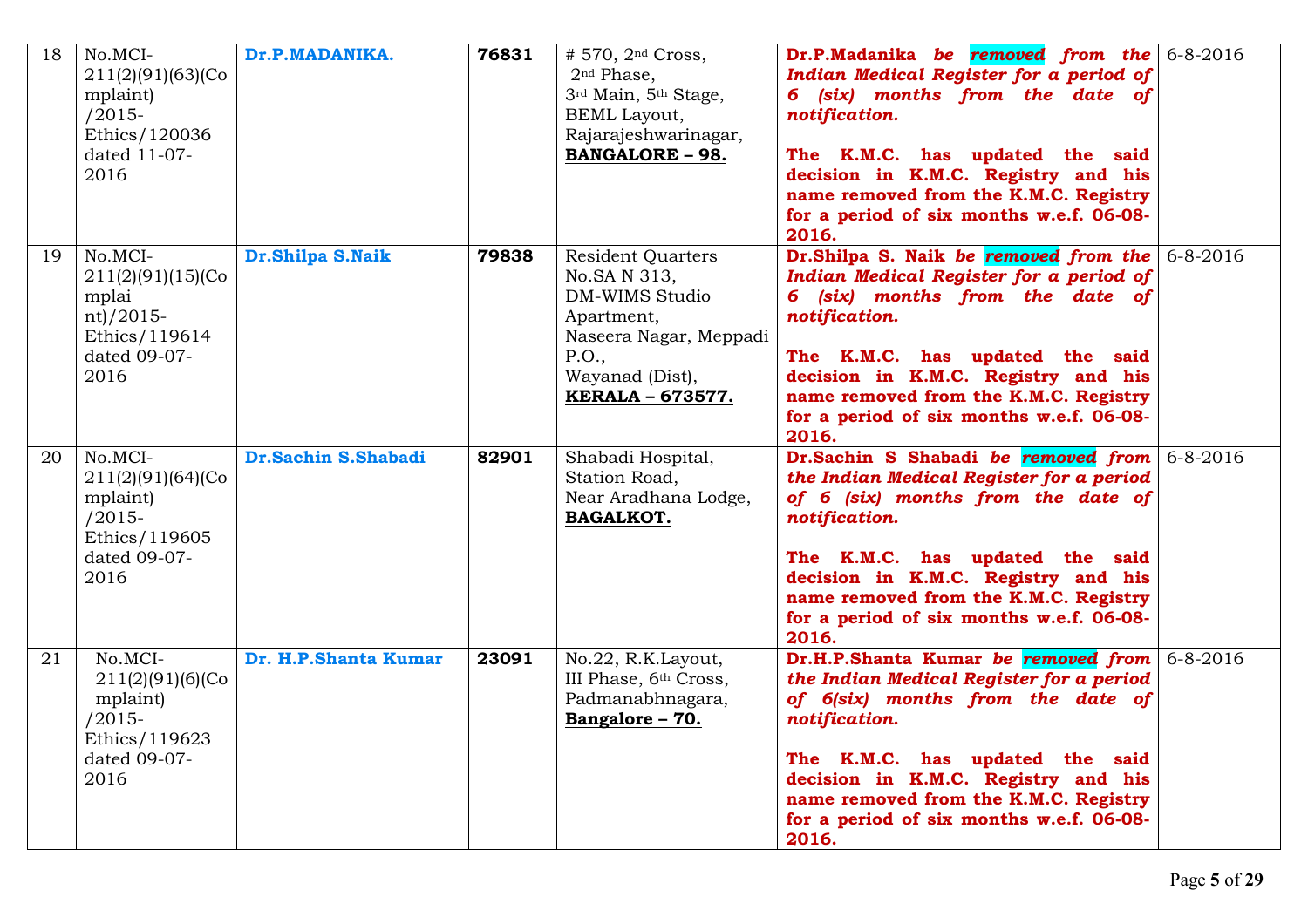| 18 | No.MCI-211(2)(91)(63)(Complaint)/2015-Ethics/120036 dated 11-07-2016 | **Dr.P.MADANIKA.** | **76831** | # 570, 2nd Cross, 2nd Phase, 3rd Main, 5th Stage, BEML Layout, Rajarajeshwarinagar, **BANGALORE – 98.** | **Dr.P.Madanika** ***be removed from the Indian Medical Register for a period of 6 (six) months from the date of notification.*** <br><br> **The K.M.C. has updated the said decision in K.M.C. Registry and his name removed from the K.M.C. Registry for a period of six months w.e.f. 06-08-2016.** | 6-8-2016 |
|---|---|---|---|---|---|---|
| 19 | No.MCI-211(2)(91)(15)(Complaint)/2015-Ethics/119614 dated 09-07-2016 | **Dr.Shilpa S.Naik** | **79838** | Resident Quarters No.SA N 313, DM-WIMS Studio Apartment, Naseera Nagar, Meppadi P.O., Wayanad (Dist), **KERALA – 673577.** | **Dr.Shilpa S. Naik** ***be removed from the Indian Medical Register for a period of 6 (six) months from the date of notification.*** <br><br> **The K.M.C. has updated the said decision in K.M.C. Registry and his name removed from the K.M.C. Registry for a period of six months w.e.f. 06-08-2016.** | 6-8-2016 |
| 20 | No.MCI-211(2)(91)(64)(Complaint)/2015-Ethics/119605 dated 09-07-2016 | **Dr.Sachin S.Shabadi** | **82901** | Shabadi Hospital, Station Road, Near Aradhana Lodge, **BAGALKOT.** | **Dr.Sachin S Shabadi** ***be removed from the Indian Medical Register for a period of 6 (six) months from the date of notification.*** <br><br> **The K.M.C. has updated the said decision in K.M.C. Registry and his name removed from the K.M.C. Registry for a period of six months w.e.f. 06-08-2016.** | 6-8-2016 |
| 21 | No.MCI-211(2)(91)(6)(Complaint)/2015-Ethics/119623 dated 09-07-2016 | **Dr. H.P.Shanta Kumar** | **23091** | No.22, R.K.Layout, III Phase, 6th Cross, Padmanabhnagara, **Bangalore – 70.** | **Dr.H.P.Shanta Kumar** ***be removed from the Indian Medical Register for a period of 6(six) months from the date of notification.*** <br><br> **The K.M.C. has updated the said decision in K.M.C. Registry and his name removed from the K.M.C. Registry for a period of six months w.e.f. 06-08-2016.** | 6-8-2016 |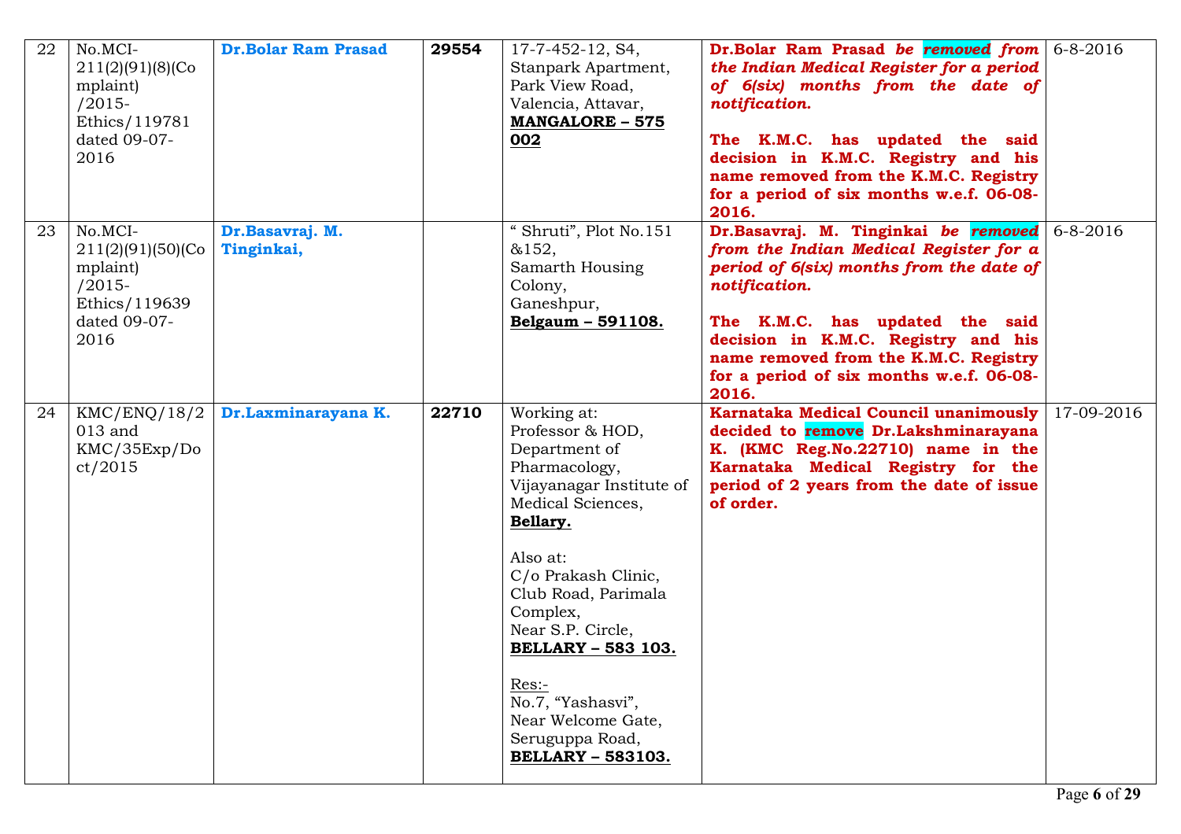| 22 | No.MCI-211(2)(91)(8)(Complaint)/2015-Ethics/119781 dated 09-07-2016 | **Dr.Bolar Ram Prasad** | **29554** | 17-7-452-12, S4, Stanpark Apartment, Park View Road, Valencia, Attavar, **MANGALORE – 575 002** | **Dr.Bolar Ram Prasad** ***be removed from the Indian Medical Register for a period of 6(six) months from the date of notification.*** <br><br> **The K.M.C. has updated the said decision in K.M.C. Registry and his name removed from the K.M.C. Registry for a period of six months w.e.f. 06-08-2016.** | 6-8-2016 |
|---|---|---|---|---|---|---|
| 23 | No.MCI-211(2)(91)(50)(Complaint)/2015-Ethics/119639 dated 09-07-2016 | **Dr.Basavraj. M. Tinginkai,** | | " Shruti", Plot No.151 &152, Samarth Housing Colony, Ganeshpur, **Belgaum – 591108.** | **Dr.Basavraj. M. Tinginkai** ***be removed from the Indian Medical Register for a period of 6(six) months from the date of notification.*** <br><br> **The K.M.C. has updated the said decision in K.M.C. Registry and his name removed from the K.M.C. Registry for a period of six months w.e.f. 06-08-2016.** | 6-8-2016 |
| 24 | KMC/ENQ/18/2013 and KMC/35Exp/Doct/2015 | **Dr.Laxminarayana K.** | **22710** | Working at: Professor & HOD, Department of Pharmacology, Vijayanagar Institute of Medical Sciences, **Bellary.** <br><br> Also at: C/o Prakash Clinic, Club Road, Parimala Complex, Near S.P. Circle, **BELLARY – 583 103.** <br><br> Res:- No.7, "Yashasvi", Near Welcome Gate, Seruguppa Road, **BELLARY – 583103.** | **Karnataka Medical Council unanimously decided to remove Dr.Lakshminarayana K. (KMC Reg.No.22710) name in the Karnataka Medical Registry for the period of 2 years from the date of issue of order.** | 17-09-2016 |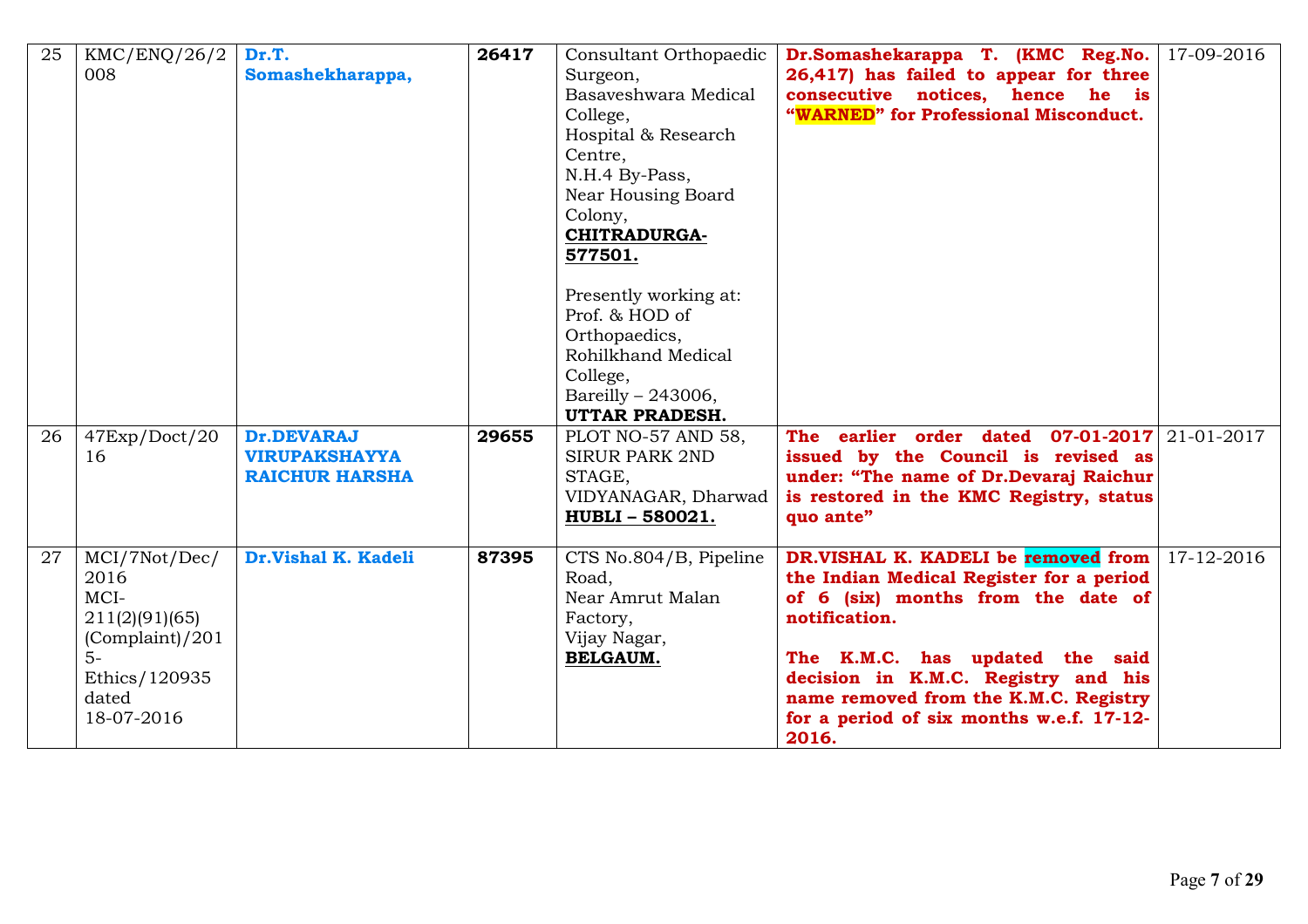| 25 | KMC/ENQ/26/2008 | **Dr.T. Somashekharappa,** | **26417** | Consultant Orthopaedic Surgeon, Basaveshwara Medical College, Hospital & Research Centre, N.H.4 By-Pass, Near Housing Board Colony, **CHITRADURGA-577501.** <br><br> Presently working at: Prof. & HOD of Orthopaedics, Rohilkhand Medical College, Bareilly – 243006, **UTTAR PRADESH.** | **Dr.Somashekarappa T. (KMC Reg.No. 26,417) has failed to appear for three consecutive notices, hence he is "WARNED" for Professional Misconduct.** | 17-09-2016 |
|---|---|---|---|---|---|---|
| 26 | 47Exp/Doct/2016 | **Dr.DEVARAJ VIRUPAKSHAYYA RAICHUR HARSHA** | **29655** | PLOT NO-57 AND 58, SIRUR PARK 2ND STAGE, VIDYANAGAR, Dharwad **HUBLI – 580021.** | **The earlier order dated 07-01-2017 issued by the Council is revised as under: "The name of Dr.Devaraj Raichur is restored in the KMC Registry, status quo ante"** | 21-01-2017 |
| 27 | MCI/7Not/Dec/2016 MCI-211(2)(91)(65)(Complaint)/2015-Ethics/120935 dated 18-07-2016 | **Dr.Vishal K. Kadeli** | **87395** | CTS No.804/B, Pipeline Road, Near Amrut Malan Factory, Vijay Nagar, **BELGAUM.** | **DR.VISHAL K. KADELI be removed from the Indian Medical Register for a period of 6 (six) months from the date of notification.** <br><br> **The K.M.C. has updated the said decision in K.M.C. Registry and his name removed from the K.M.C. Registry for a period of six months w.e.f. 17-12-2016.** | 17-12-2016 |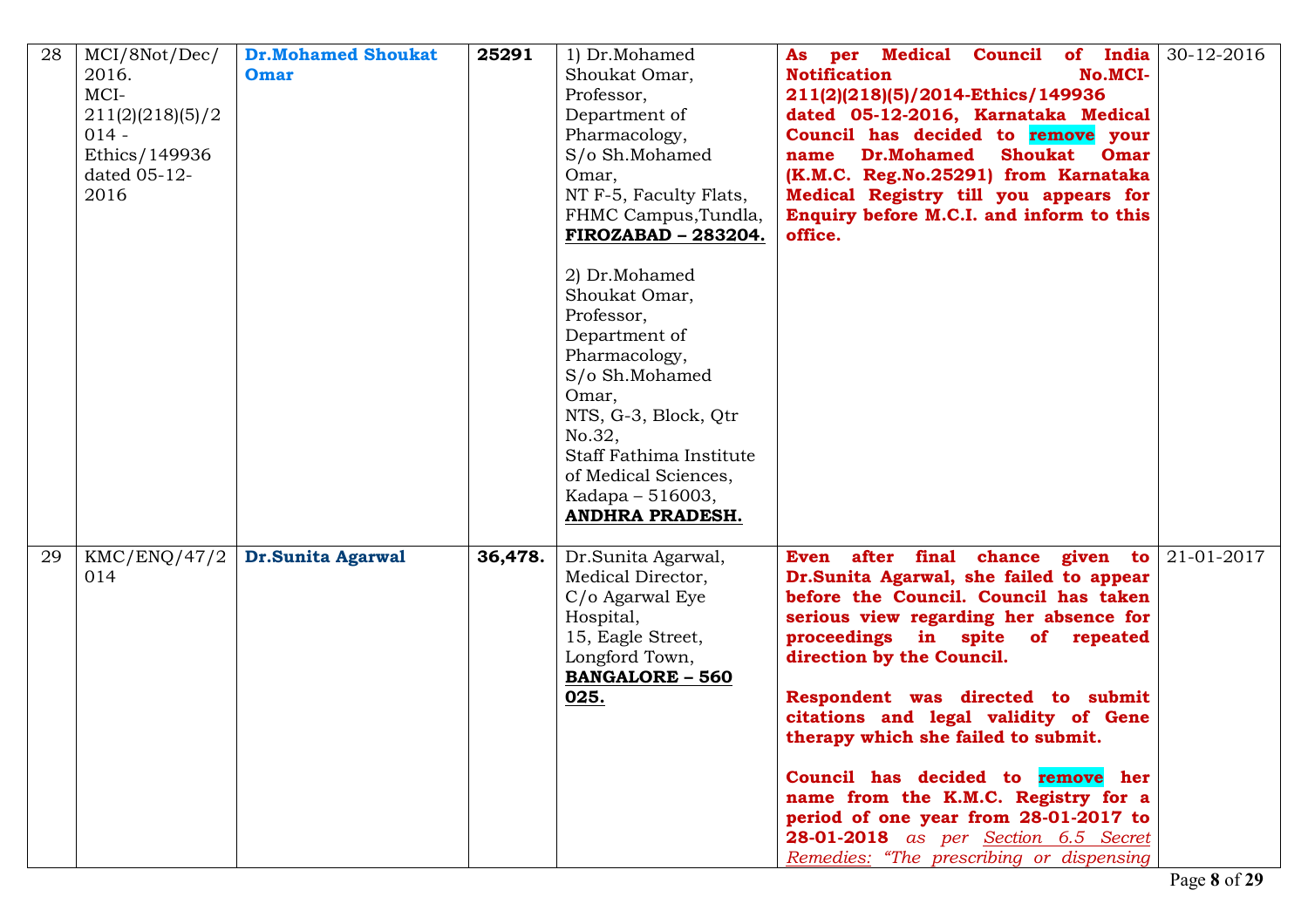| 28 | MCI/8Not/Dec/2016. MCI-211(2)(218)(5)/2014 - Ethics/149936 dated 05-12-2016 | **Dr.Mohamed Shoukat Omar** | **25291** | 1) Dr.Mohamed Shoukat Omar, Professor, Department of Pharmacology, S/o Sh.Mohamed Omar, NT F-5, Faculty Flats, FHMC Campus,Tundla, **FIROZABAD – 283204.**<br><br>2) Dr.Mohamed Shoukat Omar, Professor, Department of Pharmacology, S/o Sh.Mohamed Omar, NTS, G-3, Block, Qtr No.32, Staff Fathima Institute of Medical Sciences, Kadapa – 516003, **ANDHRA PRADESH.** | **As per Medical Council of India Notification No.MCI-211(2)(218)(5)/2014-Ethics/149936 dated 05-12-2016, Karnataka Medical Council has decided to remove your name Dr.Mohamed Shoukat Omar (K.M.C. Reg.No.25291) from Karnataka Medical Registry till you appears for Enquiry before M.C.I. and inform to this office.** | 30-12-2016 |
|---|---|---|---|---|---|---|
| 29 | KMC/ENQ/47/2014 | **Dr.Sunita Agarwal** | **36,478.** | Dr.Sunita Agarwal, Medical Director, C/o Agarwal Eye Hospital, 15, Eagle Street, Longford Town, **BANGALORE – 560 025.** | **Even after final chance given to Dr.Sunita Agarwal, she failed to appear before the Council. Council has taken serious view regarding her absence for proceedings in spite of repeated direction by the Council.**<br><br>**Respondent was directed to submit citations and legal validity of Gene therapy which she failed to submit.**<br><br>**Council has decided to remove her name from the K.M.C. Registry for a period of one year from 28-01-2017 to 28-01-2018** *as per Section 6.5 Secret Remedies: "The prescribing or dispensing* | 21-01-2017 |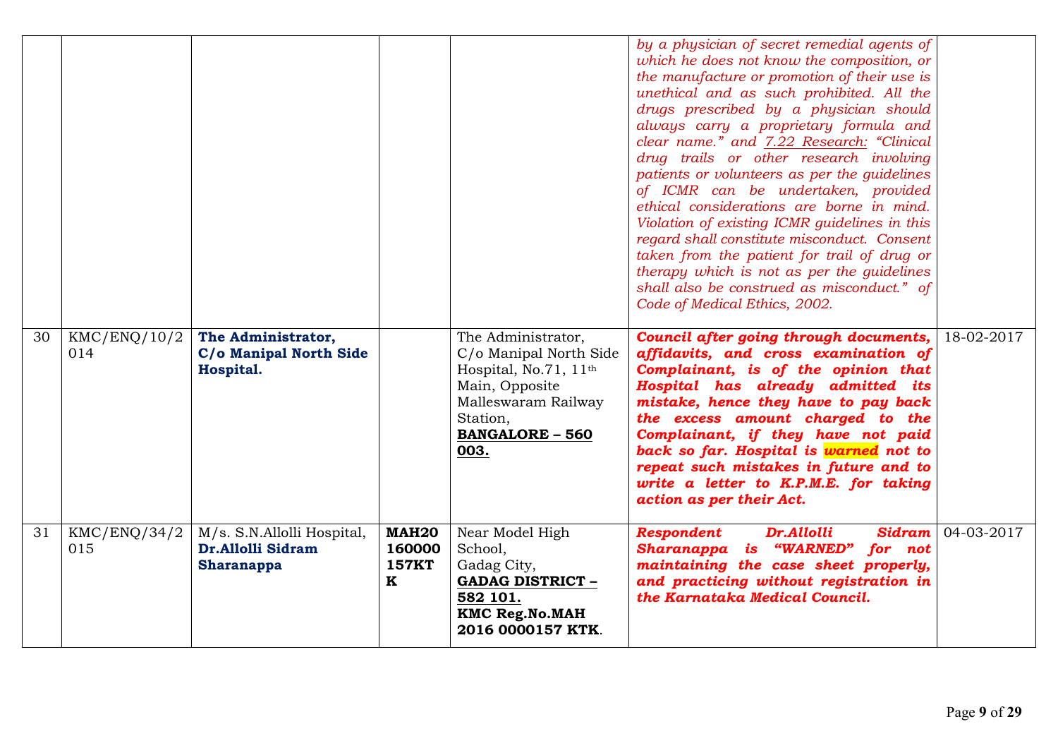|  |  |  |  |  | *by a physician of secret remedial agents of which he does not know the composition, or the manufacture or promotion of their use is unethical and as such prohibited. All the drugs prescribed by a physician should always carry a proprietary formula and clear name." and 7.22 Research: "Clinical drug trails or other research involving patients or volunteers as per the guidelines of ICMR can be undertaken, provided ethical considerations are borne in mind. Violation of existing ICMR guidelines in this regard shall constitute misconduct. Consent taken from the patient for trail of drug or therapy which is not as per the guidelines shall also be construed as misconduct." of Code of Medical Ethics, 2002.* |  |
|---|---|---|---|---|---|---|
| 30 | KMC/ENQ/10/2014 | **The Administrator, C/o Manipal North Side Hospital.** |  | The Administrator, C/o Manipal North Side Hospital, No.71, 11th Main, Opposite Malleswaram Railway Station, **BANGALORE – 560 003.** | ***Council after going through documents, affidavits, and cross examination of Complainant, is of the opinion that Hospital has already admitted its mistake, hence they have to pay back the excess amount charged to the Complainant, if they have not paid back so far. Hospital is warned not to repeat such mistakes in future and to write a letter to K.P.M.E. for taking action as per their Act.*** | 18-02-2017 |
| 31 | KMC/ENQ/34/2015 | M/s. S.N.Allolli Hospital, **Dr.Allolli Sidram Sharanappa** | **MAH20160000157KTK** | Near Model High School, Gadag City, **GADAG DISTRICT – 582 101. KMC Reg.No.MAH 2016 0000157 KTK**. | ***Respondent Dr.Allolli Sidram Sharanappa is "WARNED" for not maintaining the case sheet properly, and practicing without registration in the Karnataka Medical Council.*** | 04-03-2017 |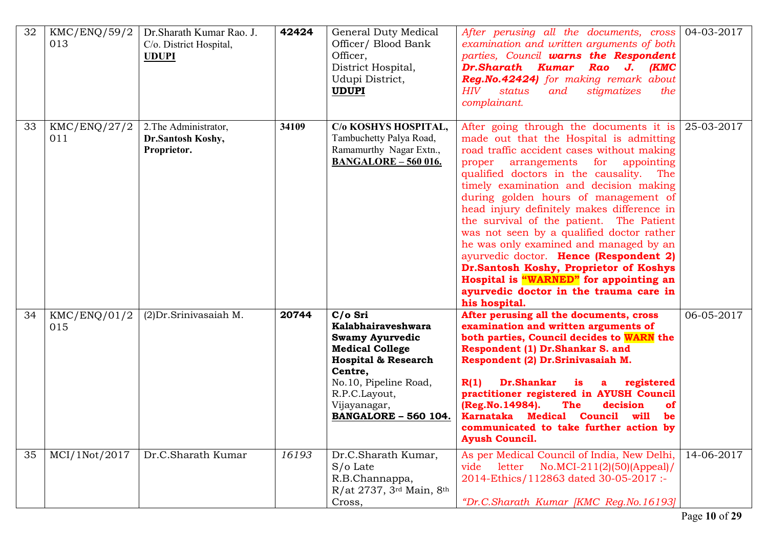| 32 | KMC/ENQ/59/2013 | Dr.Sharath Kumar Rao. J. C/o. District Hospital, **UDUPI** | **42424** | General Duty Medical Officer/ Blood Bank Officer, District Hospital, Udupi District, **UDUPI** | *After perusing all the documents, cross examination and written arguments of both parties, Council* ***warns the Respondent Dr.Sharath Kumar Rao J. (KMC Reg.No.42424)*** *for making remark about HIV status and stigmatizes the complainant.* | 04-03-2017 |
|---|---|---|---|---|---|---|
| 33 | KMC/ENQ/27/2011 | 2.The Administrator, **Dr.Santosh Koshy, Proprietor.** | **34109** | **C/o KOSHYS HOSPITAL,** Tambuchetty Palya Road, Ramamurthy Nagar Extn., **BANGALORE – 560 016.** | After going through the documents it is made out that the Hospital is admitting road traffic accident cases without making proper arrangements for appointing qualified doctors in the causality. The timely examination and decision making during golden hours of management of head injury definitely makes difference in the survival of the patient. The Patient was not seen by a qualified doctor rather he was only examined and managed by an ayurvedic doctor. **Hence (Respondent 2) Dr.Santosh Koshy, Proprietor of Koshys Hospital is "WARNED" for appointing an ayurvedic doctor in the trauma care in his hospital.** | 25-03-2017 |
| 34 | KMC/ENQ/01/2015 | (2)Dr.Srinivasaiah M. | **20744** | **C/o Sri Kalabhairaveshwara Swamy Ayurvedic Medical College Hospital & Research Centre,** No.10, Pipeline Road, R.P.C.Layout, Vijayanagar, **BANGALORE – 560 104.** | **After perusing all the documents, cross examination and written arguments of both parties, Council decides to WARN the Respondent (1) Dr.Shankar S. and Respondent (2) Dr.Srinivasaiah M.** <br><br> **R(1) Dr.Shankar is a registered practitioner registered in AYUSH Council (Reg.No.14984). The decision of Karnataka Medical Council will be communicated to take further action by Ayush Council.** | 06-05-2017 |
| 35 | MCI/1Not/2017 | Dr.C.Sharath Kumar | *16193* | Dr.C.Sharath Kumar, S/o Late R.B.Channappa, R/at 2737, 3rd Main, 8th Cross, | As per Medical Council of India, New Delhi, vide letter No.MCI-211(2)(50)(Appeal)/ 2014-Ethics/112863 dated 30-05-2017 :- <br><br> *"Dr.C.Sharath Kumar [KMC Reg.No.16193]* | 14-06-2017 |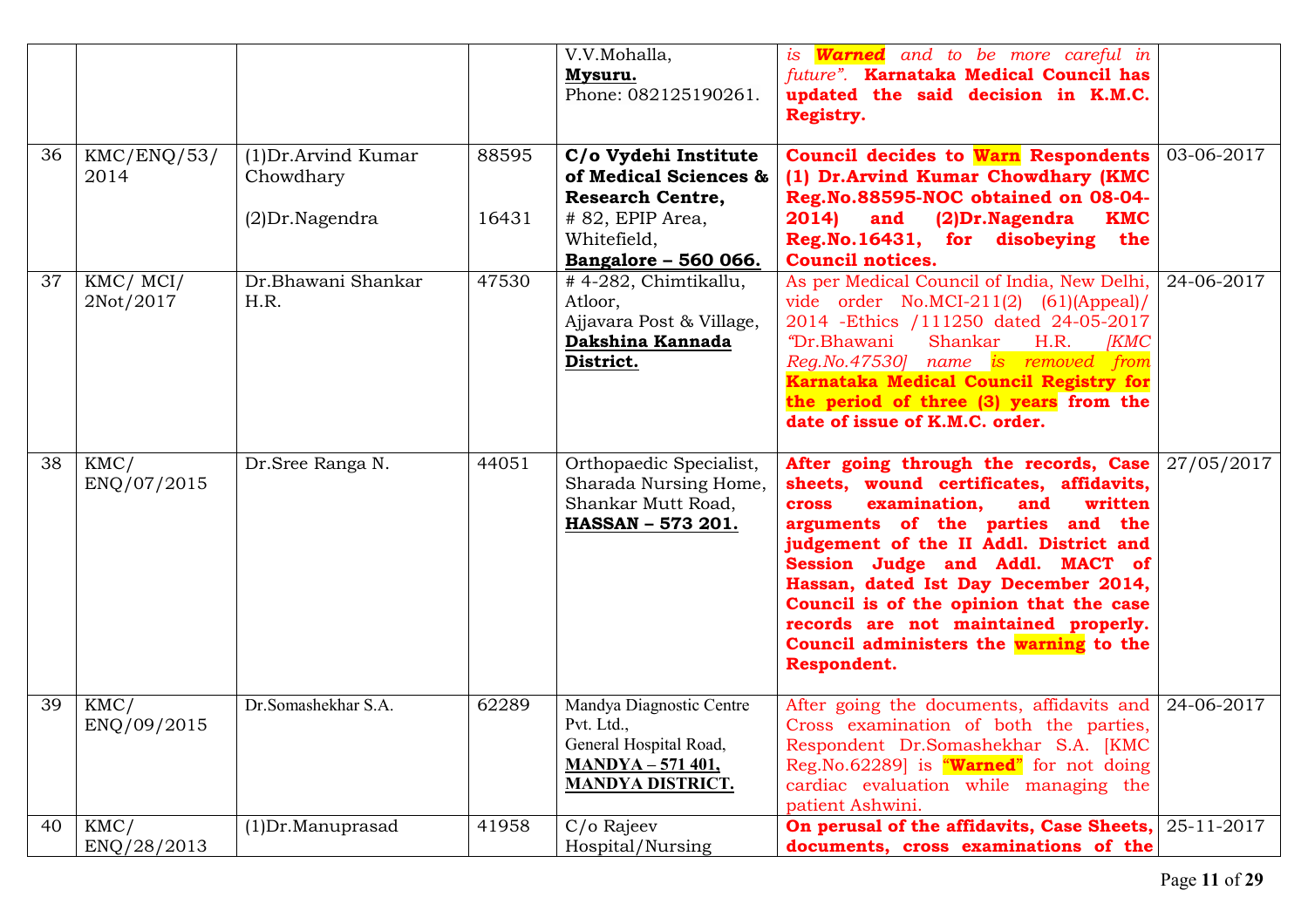|  |  |  |  | V.V.Mohalla, **Mysuru.** Phone: 082125190261. | *is* ***Warned*** *and to be more careful in future".* **Karnataka Medical Council has updated the said decision in K.M.C. Registry.** |  |
|---|---|---|---|---|---|---|
| 36 | KMC/ENQ/53/ 2014 | (1)Dr.Arvind Kumar Chowdhary<br><br>(2)Dr.Nagendra | 88595<br><br>16431 | **C/o Vydehi Institute of Medical Sciences & Research Centre,** # 82, EPIP Area, Whitefield, **Bangalore – 560 066.** | **Council decides to Warn Respondents (1) Dr.Arvind Kumar Chowdhary (KMC Reg.No.88595-NOC obtained on 08-04-2014) and (2)Dr.Nagendra KMC Reg.No.16431, for disobeying the Council notices.** | 03-06-2017 |
| 37 | KMC/ MCI/ 2Not/2017 | Dr.Bhawani Shankar H.R. | 47530 | # 4-282, Chimtikallu, Atloor, Ajjavara Post & Village, **Dakshina Kannada District.** | As per Medical Council of India, New Delhi, vide order No.MCI-211(2) (61)(Appeal)/ 2014 -Ethics /111250 dated 24-05-2017 *"Dr.Bhawani Shankar H.R. [KMC Reg.No.47530] name is removed from* **Karnataka Medical Council Registry for the period of three (3) years from the date of issue of K.M.C. order.** | 24-06-2017 |
| 38 | KMC/ ENQ/07/2015 | Dr.Sree Ranga N. | 44051 | Orthopaedic Specialist, Sharada Nursing Home, Shankar Mutt Road, **HASSAN – 573 201.** | **After going through the records, Case sheets, wound certificates, affidavits, cross examination, and written arguments of the parties and the judgement of the II Addl. District and Session Judge and Addl. MACT of Hassan, dated Ist Day December 2014, Council is of the opinion that the case records are not maintained properly. Council administers the warning to the Respondent.** | 27/05/2017 |
| 39 | KMC/ ENQ/09/2015 | Dr.Somashekhar S.A. | 62289 | Mandya Diagnostic Centre Pvt. Ltd., General Hospital Road, **MANDYA – 571 401, MANDYA DISTRICT.** | After going the documents, affidavits and Cross examination of both the parties, Respondent Dr.Somashekhar S.A. [KMC Reg.No.62289] is "**Warned**" for not doing cardiac evaluation while managing the patient Ashwini. | 24-06-2017 |
| 40 | KMC/ ENQ/28/2013 | (1)Dr.Manuprasad | 41958 | C/o Rajeev Hospital/Nursing | **On perusal of the affidavits, Case Sheets, documents, cross examinations of the** | 25-11-2017 |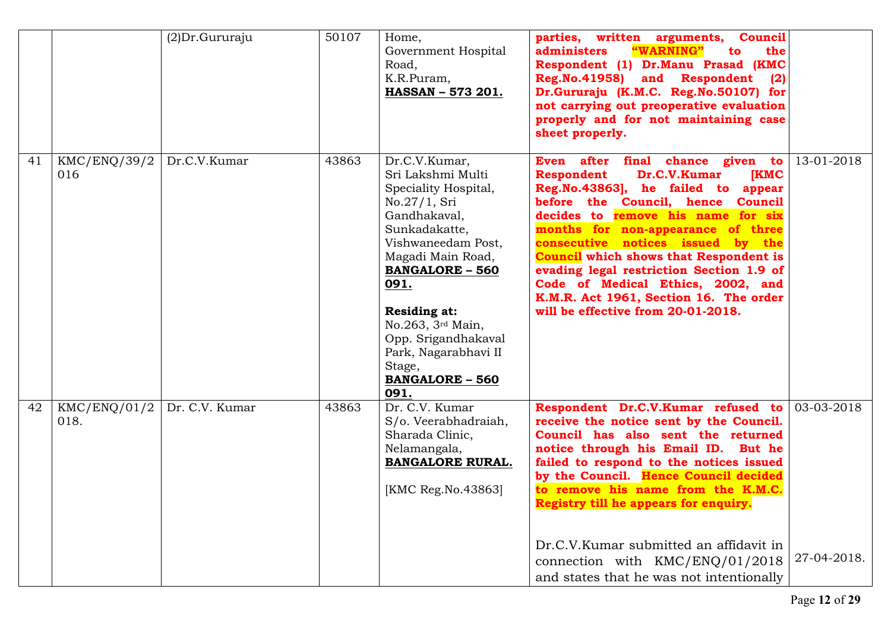| | | | | | | |
|---|---|---|---|---|---|---|
| | | (2)Dr.Gururaju | 50107 | Home, Government Hospital Road, K.R.Puram, **HASSAN – 573 201.** | **parties, written arguments, Council administers "WARNING" to the Respondent (1) Dr.Manu Prasad (KMC Reg.No.41958) and Respondent (2) Dr.Gururaju (K.M.C. Reg.No.50107) for not carrying out preoperative evaluation properly and for not maintaining case sheet properly.** | |
| 41 | KMC/ENQ/39/2016 | Dr.C.V.Kumar | 43863 | Dr.C.V.Kumar, Sri Lakshmi Multi Speciality Hospital, No.27/1, Sri Gandhakaval, Sunkadakatte, Vishwaneedam Post, Magadi Main Road, **BANGALORE – 560 091.** **Residing at:** No.263, 3rd Main, Opp. Srigandhakaval Park, Nagarabhavi II Stage, **BANGALORE – 560 091.** | **Even after final chance given to Respondent Dr.C.V.Kumar [KMC Reg.No.43863], he failed to appear before the Council, hence Council decides to remove his name for six months for non-appearance of three consecutive notices issued by the Council which shows that Respondent is evading legal restriction Section 1.9 of Code of Medical Ethics, 2002, and K.M.R. Act 1961, Section 16. The order will be effective from 20-01-2018.** | 13-01-2018 |
| 42 | KMC/ENQ/01/2018. | Dr. C.V. Kumar | 43863 | Dr. C.V. Kumar S/o. Veerabhadraiah, Sharada Clinic, Nelamangala, **BANGALORE RURAL.** [KMC Reg.No.43863] | **Respondent Dr.C.V.Kumar refused to receive the notice sent by the Council. Council has also sent the returned notice through his Email ID. But he failed to respond to the notices issued by the Council. Hence Council decided to remove his name from the K.M.C. Registry till he appears for enquiry.** Dr.C.V.Kumar submitted an affidavit in connection with KMC/ENQ/01/2018 and states that he was not intentionally | 03-03-2018 27-04-2018. |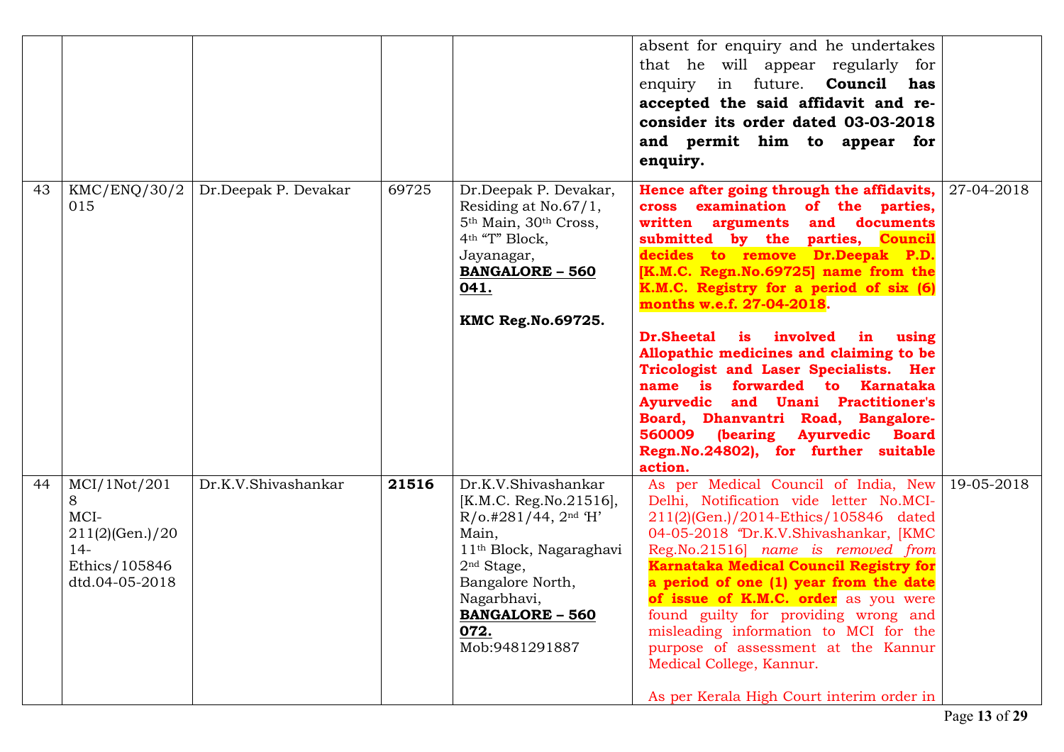| | | | | | | |
|---|---|---|---|---|---|---|
| | | | | | absent for enquiry and he undertakes that he will appear regularly for enquiry in future. **Council has accepted the said affidavit and re-consider its order dated 03-03-2018 and permit him to appear for enquiry.** | |
| 43 | KMC/ENQ/30/2015 | Dr.Deepak P. Devakar | 69725 | Dr.Deepak P. Devakar, Residing at No.67/1, 5th Main, 30th Cross, 4th "T" Block, Jayanagar, **BANGALORE – 560 041.** <br><br> **KMC Reg.No.69725.** | **Hence after going through the affidavits, cross examination of the parties, written arguments and documents submitted by the parties, Council decides to remove Dr.Deepak P.D. [K.M.C. Regn.No.69725] name from the K.M.C. Registry for a period of six (6) months w.e.f. 27-04-2018.** <br><br> **Dr.Sheetal is involved in using Allopathic medicines and claiming to be Tricologist and Laser Specialists. Her name is forwarded to Karnataka Ayurvedic and Unani Practitioner's Board, Dhanvantri Road, Bangalore-560009 (bearing Ayurvedic Board Regn.No.24802), for further suitable action.** | 27-04-2018 |
| 44 | MCI/1Not/2018 MCI-211(2)(Gen.)/2014-Ethics/105846 dtd.04-05-2018 | Dr.K.V.Shivashankar | **21516** | Dr.K.V.Shivashankar [K.M.C. Reg.No.21516], R/o.#281/44, 2nd 'H' Main, 11th Block, Nagaraghavi 2nd Stage, Bangalore North, Nagarbhavi, **BANGALORE – 560 072.** Mob:9481291887 | As per Medical Council of India, New Delhi, Notification vide letter No.MCI-211(2)(Gen.)/2014-Ethics/105846 dated 04-05-2018 "Dr.K.V.Shivashankar, [KMC Reg.No.21516] *name is removed from* **Karnataka Medical Council Registry for a period of one (1) year from the date of issue of K.M.C. order** as you were found guilty for providing wrong and misleading information to MCI for the purpose of assessment at the Kannur Medical College, Kannur. <br><br> As per Kerala High Court interim order in | 19-05-2018 |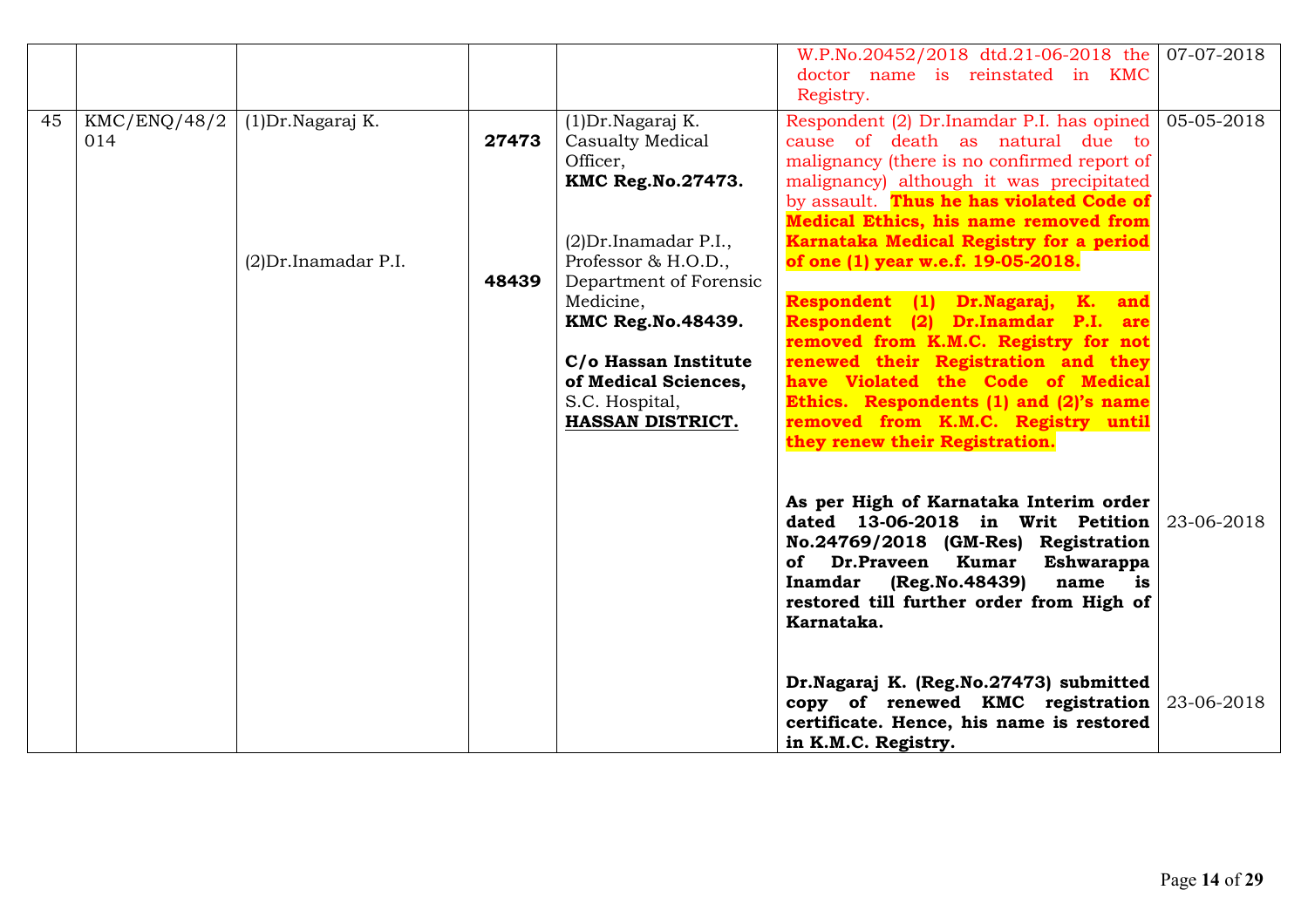|  |  |  |  |  | W.P.No.20452/2018 dtd.21-06-2018 the doctor name is reinstated in KMC Registry. | 07-07-2018 |
|---|---|---|---|---|---|---|
| 45 | KMC/ENQ/48/2014 | (1)Dr.Nagaraj K.<br><br>(2)Dr.Inamadar P.I. | **27473**<br><br>**48439** | (1)Dr.Nagaraj K. Casualty Medical Officer, **KMC Reg.No.27473.**<br><br>(2)Dr.Inamadar P.I., Professor & H.O.D., Department of Forensic Medicine, **KMC Reg.No.48439.**<br><br>**C/o Hassan Institute of Medical Sciences,** S.C. Hospital, **HASSAN DISTRICT.** | Respondent (2) Dr.Inamdar P.I. has opined cause of death as natural due to malignancy (there is no confirmed report of malignancy) although it was precipitated by assault. **Thus he has violated Code of Medical Ethics, his name removed from Karnataka Medical Registry for a period of one (1) year w.e.f. 19-05-2018.**<br><br>**Respondent (1) Dr.Nagaraj, K. and Respondent (2) Dr.Inamdar P.I. are removed from K.M.C. Registry for not renewed their Registration and they have Violated the Code of Medical Ethics. Respondents (1) and (2)'s name removed from K.M.C. Registry until they renew their Registration.** | 05-05-2018 |
|  |  |  |  |  | **As per High of Karnataka Interim order dated 13-06-2018 in Writ Petition No.24769/2018 (GM-Res) Registration of Dr.Praveen Kumar Eshwarappa Inamdar (Reg.No.48439) name is restored till further order from High of Karnataka.** | 23-06-2018 |
|  |  |  |  |  | **Dr.Nagaraj K. (Reg.No.27473) submitted copy of renewed KMC registration certificate. Hence, his name is restored in K.M.C. Registry.** | 23-06-2018 |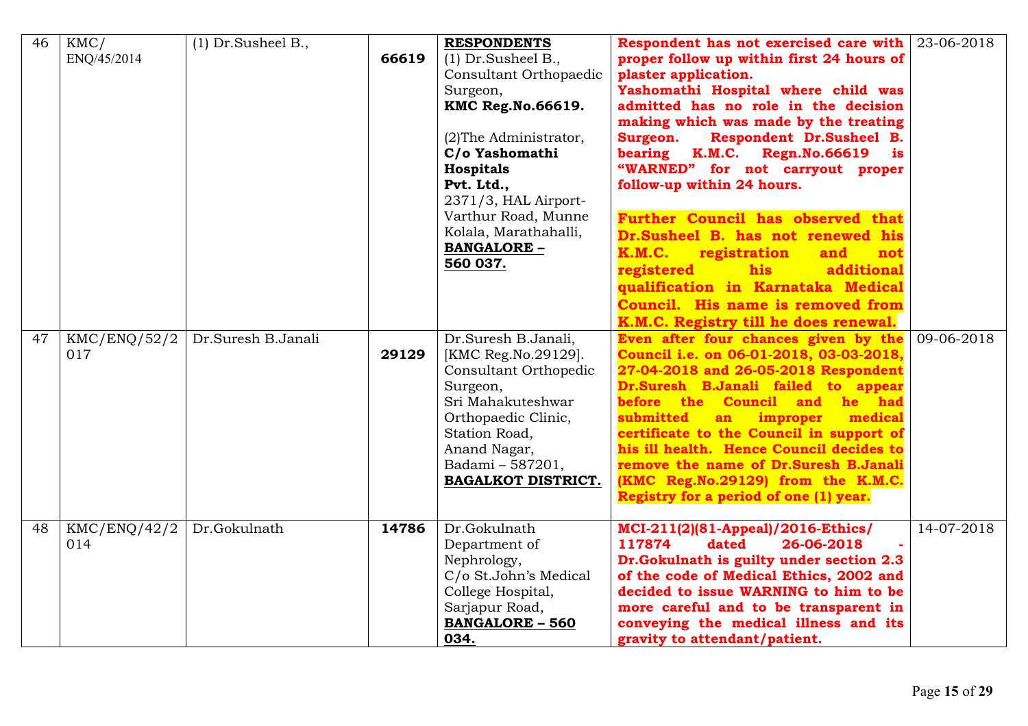| 46 | KMC/ ENQ/45/2014 | (1) Dr.Susheel B., | **66619** | **RESPONDENTS** (1) Dr.Susheel B., Consultant Orthopaedic Surgeon, **KMC Reg.No.66619.** (2)The Administrator, **C/o Yashomathi Hospitals Pvt. Ltd.,** 2371/3, HAL Airport-Varthur Road, Munne Kolala, Marathahalli, **BANGALORE – 560 037.** | **Respondent has not exercised care with proper follow up within first 24 hours of plaster application. Yashomathi Hospital where child was admitted has no role in the decision making which was made by the treating Surgeon. Respondent Dr.Susheel B. bearing K.M.C. Regn.No.66619 is "WARNED" for not carryout proper follow-up within 24 hours.** **Further Council has observed that Dr.Susheel B. has not renewed his K.M.C. registration and not registered his additional qualification in Karnataka Medical Council. His name is removed from K.M.C. Registry till he does renewal.** | 23-06-2018 |
|---|---|---|---|---|---|---|
| 47 | KMC/ENQ/52/2017 | Dr.Suresh B.Janali | **29129** | Dr.Suresh B.Janali, [KMC Reg.No.29129]. Consultant Orthopedic Surgeon, Sri Mahakuteshwar Orthopaedic Clinic, Station Road, Anand Nagar, Badami – 587201, **BAGALKOT DISTRICT.** | **Even after four chances given by the Council i.e. on 06-01-2018, 03-03-2018, 27-04-2018 and 26-05-2018 Respondent Dr.Suresh B.Janali failed to appear before the Council and he had submitted an improper medical certificate to the Council in support of his ill health. Hence Council decides to remove the name of Dr.Suresh B.Janali (KMC Reg.No.29129) from the K.M.C. Registry for a period of one (1) year.** | 09-06-2018 |
| 48 | KMC/ENQ/42/2014 | Dr.Gokulnath | **14786** | Dr.Gokulnath Department of Nephrology, C/o St.John's Medical College Hospital, Sarjapur Road, **BANGALORE – 560 034.** | **MCI-211(2)(81-Appeal)/2016-Ethics/ 117874 dated 26-06-2018 - Dr.Gokulnath is guilty under section 2.3 of the code of Medical Ethics, 2002 and decided to issue WARNING to him to be more careful and to be transparent in conveying the medical illness and its gravity to attendant/patient.** | 14-07-2018 |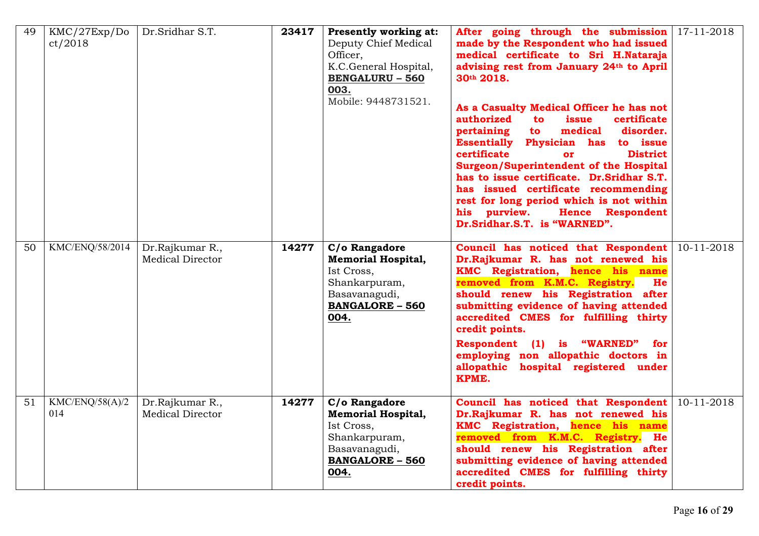| 49 | KMC/27Exp/Doct/2018 | Dr.Sridhar S.T. | **23417** | **Presently working at:** Deputy Chief Medical Officer, K.C.General Hospital, **BENGALURU – 560 003.** Mobile: 9448731521. | **After going through the submission made by the Respondent who had issued medical certificate to Sri H.Nataraja advising rest from January 24th to April 30th 2018.**<br><br>**As a Casualty Medical Officer he has not authorized to issue certificate pertaining to medical disorder. Essentially Physician has to issue certificate or District Surgeon/Superintendent of the Hospital has to issue certificate. Dr.Sridhar S.T. has issued certificate recommending rest for long period which is not within his purview. Hence Respondent Dr.Sridhar.S.T. is "WARNED".** | 17-11-2018 |
|---|---|---|---|---|---|---|
| 50 | KMC/ENQ/58/2014 | Dr.Rajkumar R., Medical Director | **14277** | **C/o Rangadore Memorial Hospital,** Ist Cross, Shankarpuram, Basavanagudi, **BANGALORE – 560 004.** | **Council has noticed that Respondent Dr.Rajkumar R. has not renewed his KMC Registration, hence his name removed from K.M.C. Registry. He should renew his Registration after submitting evidence of having attended accredited CMES for fulfilling thirty credit points.**<br><br>**Respondent (1) is "WARNED" for employing non allopathic doctors in allopathic hospital registered under KPME.** | 10-11-2018 |
| 51 | KMC/ENQ/58(A)/2014 | Dr.Rajkumar R., Medical Director | **14277** | **C/o Rangadore Memorial Hospital,** Ist Cross, Shankarpuram, Basavanagudi, **BANGALORE – 560 004.** | **Council has noticed that Respondent Dr.Rajkumar R. has not renewed his KMC Registration, hence his name removed from K.M.C. Registry. He should renew his Registration after submitting evidence of having attended accredited CMES for fulfilling thirty credit points.** | 10-11-2018 |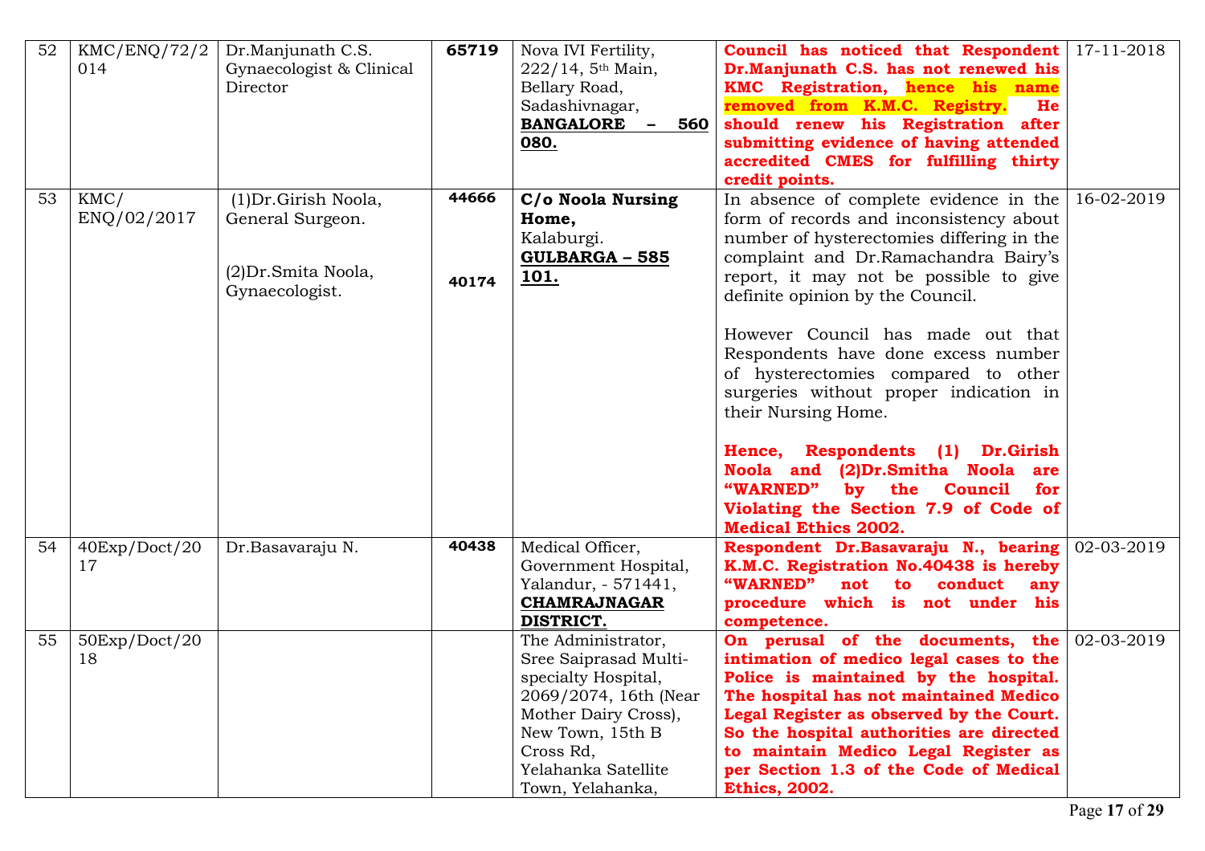| 52 | KMC/ENQ/72/2014 | Dr.Manjunath C.S. Gynaecologist & Clinical Director | **65719** | Nova IVI Fertility, 222/14, 5th Main, Bellary Road, Sadashivnagar, **BANGALORE – 560 080.** | **Council has noticed that Respondent Dr.Manjunath C.S. has not renewed his KMC Registration, hence his name removed from K.M.C. Registry. He should renew his Registration after submitting evidence of having attended accredited CMES for fulfilling thirty credit points.** | 17-11-2018 |
|---|---|---|---|---|---|---|
| 53 | KMC/ ENQ/02/2017 | (1)Dr.Girish Noola, General Surgeon.<br><br>(2)Dr.Smita Noola, Gynaecologist. | **44666**<br><br>**40174** | **C/o Noola Nursing Home,** Kalaburgi. **GULBARGA – 585 101.** | In absence of complete evidence in the form of records and inconsistency about number of hysterectomies differing in the complaint and Dr.Ramachandra Bairy's report, it may not be possible to give definite opinion by the Council.<br><br>However Council has made out that Respondents have done excess number of hysterectomies compared to other surgeries without proper indication in their Nursing Home.<br><br>**Hence, Respondents (1) Dr.Girish Noola and (2)Dr.Smitha Noola are "WARNED" by the Council for Violating the Section 7.9 of Code of Medical Ethics 2002.** | 16-02-2019 |
| 54 | 40Exp/Doct/2017 | Dr.Basavaraju N. | **40438** | Medical Officer, Government Hospital, Yalandur, - 571441, **CHAMRAJNAGAR DISTRICT.** | **Respondent Dr.Basavaraju N., bearing K.M.C. Registration No.40438 is hereby "WARNED" not to conduct any procedure which is not under his competence.** | 02-03-2019 |
| 55 | 50Exp/Doct/2018 | | | The Administrator, Sree Saiprasad Multi-specialty Hospital, 2069/2074, 16th (Near Mother Dairy Cross), New Town, 15th B Cross Rd, Yelahanka Satellite Town, Yelahanka, | **On perusal of the documents, the intimation of medico legal cases to the Police is maintained by the hospital. The hospital has not maintained Medico Legal Register as observed by the Court. So the hospital authorities are directed to maintain Medico Legal Register as per Section 1.3 of the Code of Medical Ethics, 2002.** | 02-03-2019 |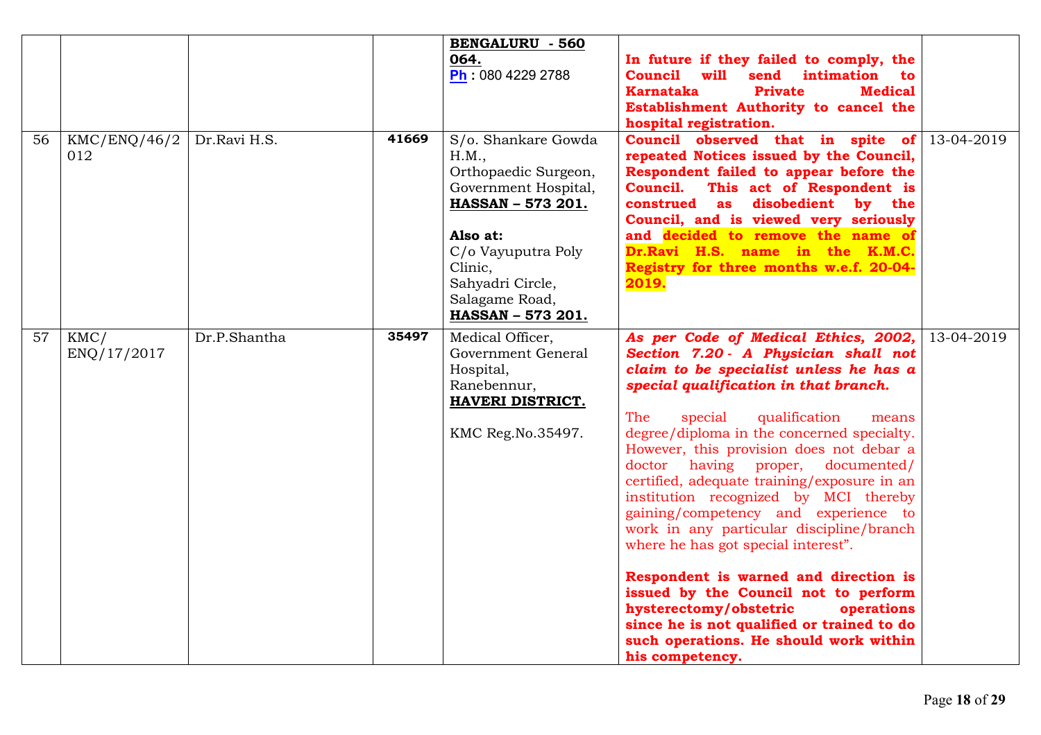| | | | | | |
|---|---|---|---|---|---|
| | | | **BENGALURU - 560 064.**<br>Ph : 080 4229 2788 | **In future if they failed to comply, the Council will send intimation to Karnataka Private Medical Establishment Authority to cancel the hospital registration.** | |
| 56 | KMC/ENQ/46/2012 | Dr.Ravi H.S. | **41669** | S/o. Shankare Gowda H.M.,<br>Orthopaedic Surgeon,<br>Government Hospital,<br>**HASSAN – 573 201.**<br><br>**Also at:**<br>C/o Vayuputra Poly Clinic,<br>Sahyadri Circle,<br>Salagame Road,<br>**HASSAN – 573 201.** | **Council observed that in spite of repeated Notices issued by the Council, Respondent failed to appear before the Council. This act of Respondent is construed as disobedient by the Council, and is viewed very seriously and decided to remove the name of Dr.Ravi H.S. name in the K.M.C. Registry for three months w.e.f. 20-04-2019.** | 13-04-2019 |
| 57 | KMC/ ENQ/17/2017 | Dr.P.Shantha | **35497** | Medical Officer,<br>Government General Hospital,<br>Ranebennur,<br>**HAVERI DISTRICT.**<br><br>KMC Reg.No.35497. | ***As per Code of Medical Ethics, 2002, Section 7.20 - A Physician shall not claim to be specialist unless he has a special qualification in that branch.***<br><br>The special qualification means degree/diploma in the concerned specialty. However, this provision does not debar a doctor having proper, documented/ certified, adequate training/exposure in an institution recognized by MCI thereby gaining/competency and experience to work in any particular discipline/branch where he has got special interest".<br><br>**Respondent is warned and direction is issued by the Council not to perform hysterectomy/obstetric operations since he is not qualified or trained to do such operations. He should work within his competency.** | 13-04-2019 |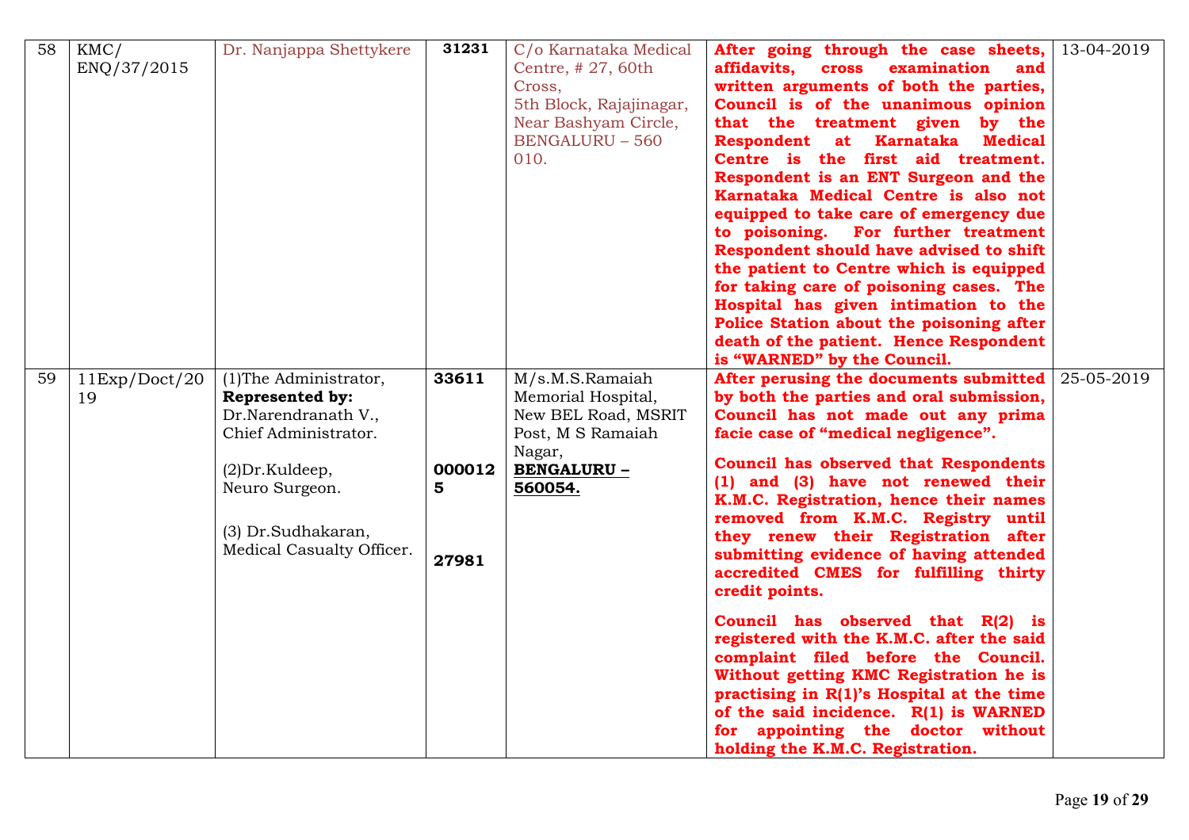| 58 | KMC/ ENQ/37/2015 | Dr. Nanjappa Shettykere | **31231** | C/o Karnataka Medical Centre, # 27, 60th Cross, 5th Block, Rajajinagar, Near Bashyam Circle, BENGALURU – 560 010. | **After going through the case sheets, affidavits, cross examination and written arguments of both the parties, Council is of the unanimous opinion that the treatment given by the Respondent at Karnataka Medical Centre is the first aid treatment. Respondent is an ENT Surgeon and the Karnataka Medical Centre is also not equipped to take care of emergency due to poisoning. For further treatment Respondent should have advised to shift the patient to Centre which is equipped for taking care of poisoning cases. The Hospital has given intimation to the Police Station about the poisoning after death of the patient. Hence Respondent is "WARNED" by the Council.** | 13-04-2019 |
|---|---|---|---|---|---|---|
| 59 | 11Exp/Doct/2019 | (1)The Administrator, **Represented by:** Dr.Narendranath V., Chief Administrator.<br><br>(2)Dr.Kuldeep, Neuro Surgeon.<br><br>(3) Dr.Sudhakaran, Medical Casualty Officer. | **33611**<br><br>**0000125**<br><br>**27981** | M/s.M.S.Ramaiah Memorial Hospital, New BEL Road, MSRIT Post, M S Ramaiah Nagar, **BENGALURU – 560054.** | **After perusing the documents submitted by both the parties and oral submission, Council has not made out any prima facie case of "medical negligence".**<br><br>**Council has observed that Respondents (1) and (3) have not renewed their K.M.C. Registration, hence their names removed from K.M.C. Registry until they renew their Registration after submitting evidence of having attended accredited CMES for fulfilling thirty credit points.**<br><br>**Council has observed that R(2) is registered with the K.M.C. after the said complaint filed before the Council. Without getting KMC Registration he is practising in R(1)'s Hospital at the time of the said incidence. R(1) is WARNED for appointing the doctor without holding the K.M.C. Registration.** | 25-05-2019 |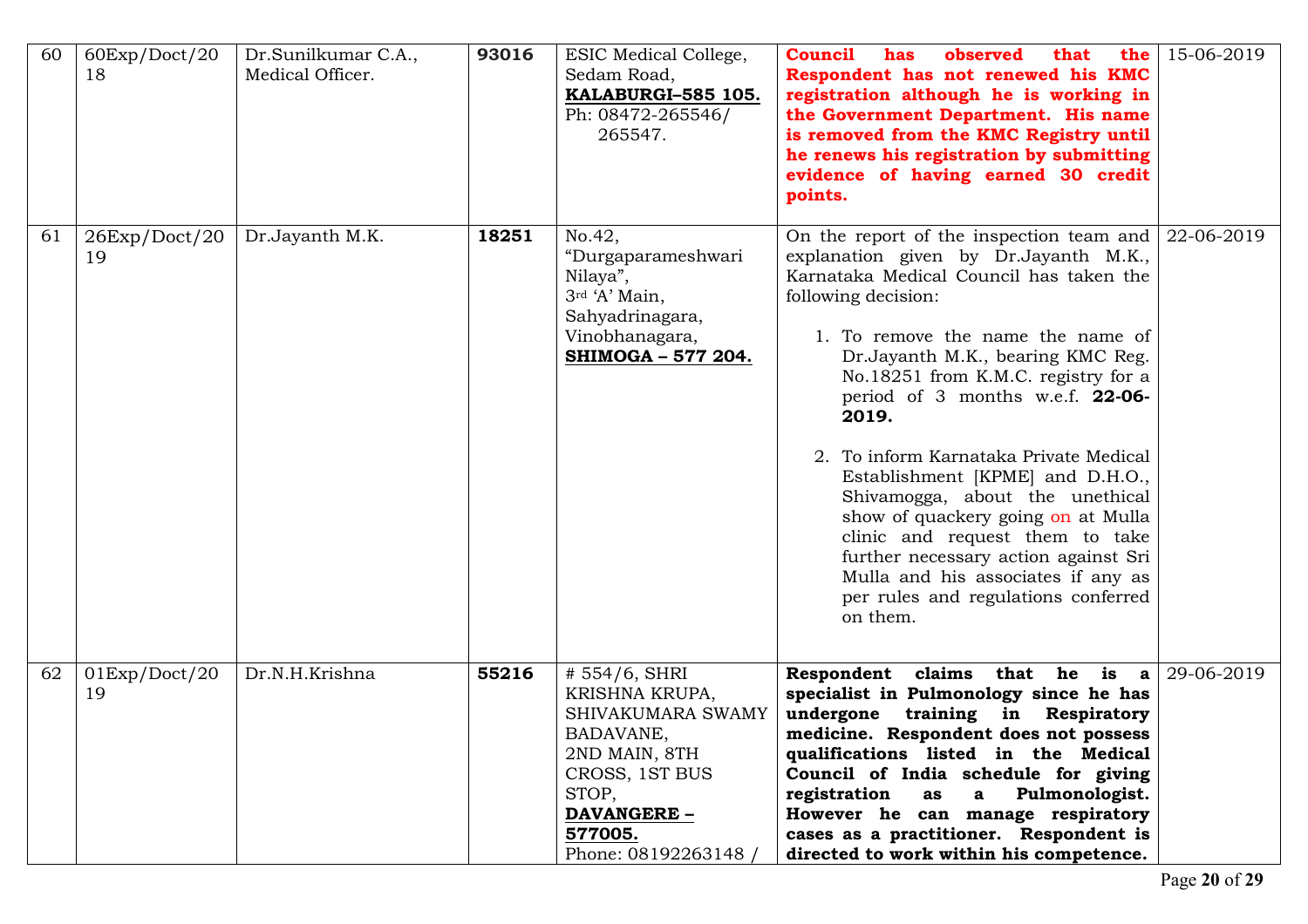| 60 | 60Exp/Doct/2018 | Dr.Sunilkumar C.A., Medical Officer. | **93016** | ESIC Medical College, Sedam Road, **KALABURGI–585 105.** Ph: 08472-265546/ 265547. | **Council has observed that the Respondent has not renewed his KMC registration although he is working in the Government Department. His name is removed from the KMC Registry until he renews his registration by submitting evidence of having earned 30 credit points.** | 15-06-2019 |
|---|---|---|---|---|---|---|
| 61 | 26Exp/Doct/2019 | Dr.Jayanth M.K. | **18251** | No.42, "Durgaparameshwari Nilaya", 3rd 'A' Main, Sahyadrinagara, Vinobhanagara, **SHIMOGA – 577 204.** | On the report of the inspection team and explanation given by Dr.Jayanth M.K., Karnataka Medical Council has taken the following decision:<br><br>1. To remove the name the name of Dr.Jayanth M.K., bearing KMC Reg. No.18251 from K.M.C. registry for a period of 3 months w.e.f. **22-06-2019.**<br><br>2. To inform Karnataka Private Medical Establishment [KPME] and D.H.O., Shivamogga, about the unethical show of quackery going on at Mulla clinic and request them to take further necessary action against Sri Mulla and his associates if any as per rules and regulations conferred on them. | 22-06-2019 |
| 62 | 01Exp/Doct/2019 | Dr.N.H.Krishna | **55216** | # 554/6, SHRI KRISHNA KRUPA, SHIVAKUMARA SWAMY BADAVANE, 2ND MAIN, 8TH CROSS, 1ST BUS STOP, **DAVANGERE – 577005.** Phone: 08192263148 / | **Respondent claims that he is a specialist in Pulmonology since he has undergone training in Respiratory medicine. Respondent does not possess qualifications listed in the Medical Council of India schedule for giving registration as a Pulmonologist. However he can manage respiratory cases as a practitioner. Respondent is directed to work within his competence.** | 29-06-2019 |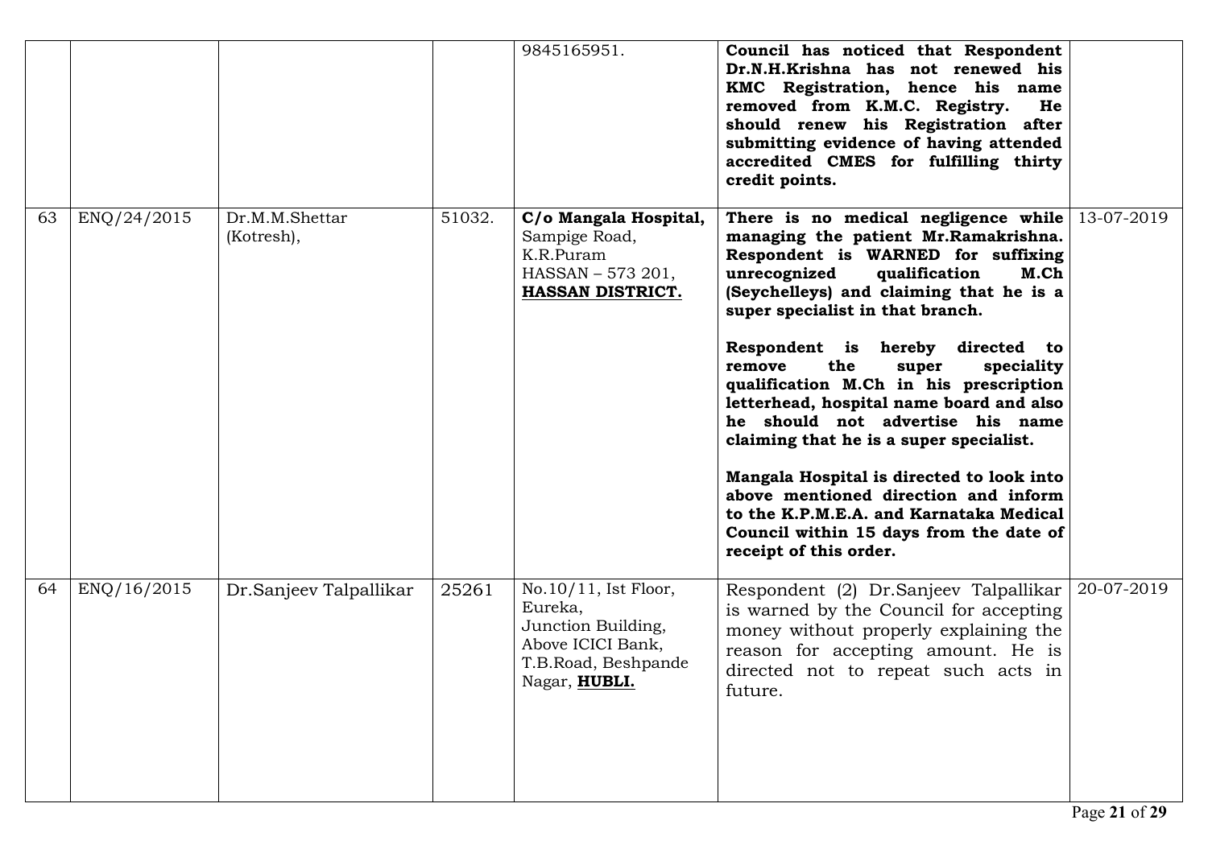| | | | | | | |
|---|---|---|---|---|---|---|
| | | | | 9845165951. | **Council has noticed that Respondent Dr.N.H.Krishna has not renewed his KMC Registration, hence his name removed from K.M.C. Registry. He should renew his Registration after submitting evidence of having attended accredited CMES for fulfilling thirty credit points.** | |
| 63 | ENQ/24/2015 | Dr.M.M.Shettar (Kotresh), | 51032. | **C/o Mangala Hospital,** Sampige Road, K.R.Puram HASSAN – 573 201, **HASSAN DISTRICT.** | **There is no medical negligence while managing the patient Mr.Ramakrishna. Respondent is WARNED for suffixing unrecognized qualification M.Ch (Seychelleys) and claiming that he is a super specialist in that branch.**<br><br>**Respondent is hereby directed to remove the super speciality qualification M.Ch in his prescription letterhead, hospital name board and also he should not advertise his name claiming that he is a super specialist.**<br><br>**Mangala Hospital is directed to look into above mentioned direction and inform to the K.P.M.E.A. and Karnataka Medical Council within 15 days from the date of receipt of this order.** | 13-07-2019 |
| 64 | ENQ/16/2015 | Dr.Sanjeev Talpallikar | 25261 | No.10/11, Ist Floor, Eureka, Junction Building, Above ICICI Bank, T.B.Road, Beshpande Nagar, **HUBLI.** | Respondent (2) Dr.Sanjeev Talpallikar is warned by the Council for accepting money without properly explaining the reason for accepting amount. He is directed not to repeat such acts in future. | 20-07-2019 |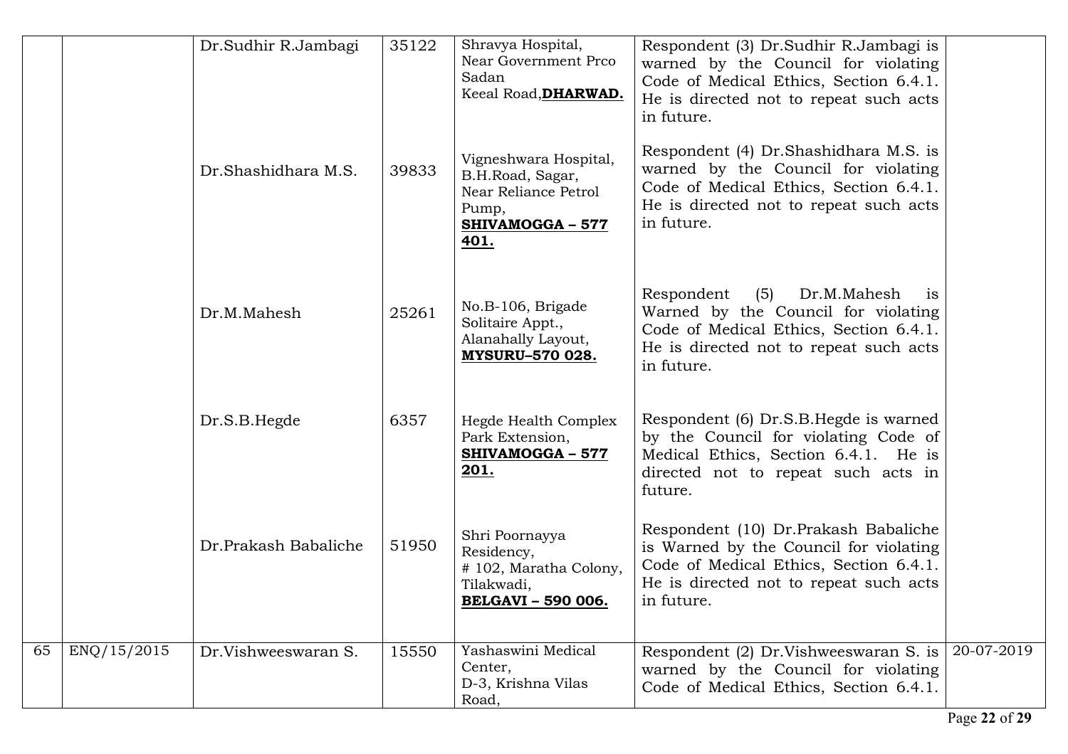| | | | | | | |
|---|---|---|---|---|---|---|
| | | Dr.Sudhir R.Jambagi | 35122 | Shravya Hospital, Near Government Prco Sadan Keeal Road,**DHARWAD.** | Respondent (3) Dr.Sudhir R.Jambagi is warned by the Council for violating Code of Medical Ethics, Section 6.4.1. He is directed not to repeat such acts in future. | |
| | | Dr.Shashidhara M.S. | 39833 | Vigneshwara Hospital, B.H.Road, Sagar, Near Reliance Petrol Pump, **SHIVAMOGGA – 577 401.** | Respondent (4) Dr.Shashidhara M.S. is warned by the Council for violating Code of Medical Ethics, Section 6.4.1. He is directed not to repeat such acts in future. | |
| | | Dr.M.Mahesh | 25261 | No.B-106, Brigade Solitaire Appt., Alanahally Layout, **MYSURU–570 028.** | Respondent (5) Dr.M.Mahesh is Warned by the Council for violating Code of Medical Ethics, Section 6.4.1. He is directed not to repeat such acts in future. | |
| | | Dr.S.B.Hegde | 6357 | Hegde Health Complex Park Extension, **SHIVAMOGGA – 577 201.** | Respondent (6) Dr.S.B.Hegde is warned by the Council for violating Code of Medical Ethics, Section 6.4.1. He is directed not to repeat such acts in future. | |
| | | Dr.Prakash Babaliche | 51950 | Shri Poornayya Residency, # 102, Maratha Colony, Tilakwadi, **BELGAVI – 590 006.** | Respondent (10) Dr.Prakash Babaliche is Warned by the Council for violating Code of Medical Ethics, Section 6.4.1. He is directed not to repeat such acts in future. | |
| 65 | ENQ/15/2015 | Dr.Vishweeswaran S. | 15550 | Yashaswini Medical Center, D-3, Krishna Vilas Road, | Respondent (2) Dr.Vishweeswaran S. is warned by the Council for violating Code of Medical Ethics, Section 6.4.1. | 20-07-2019 |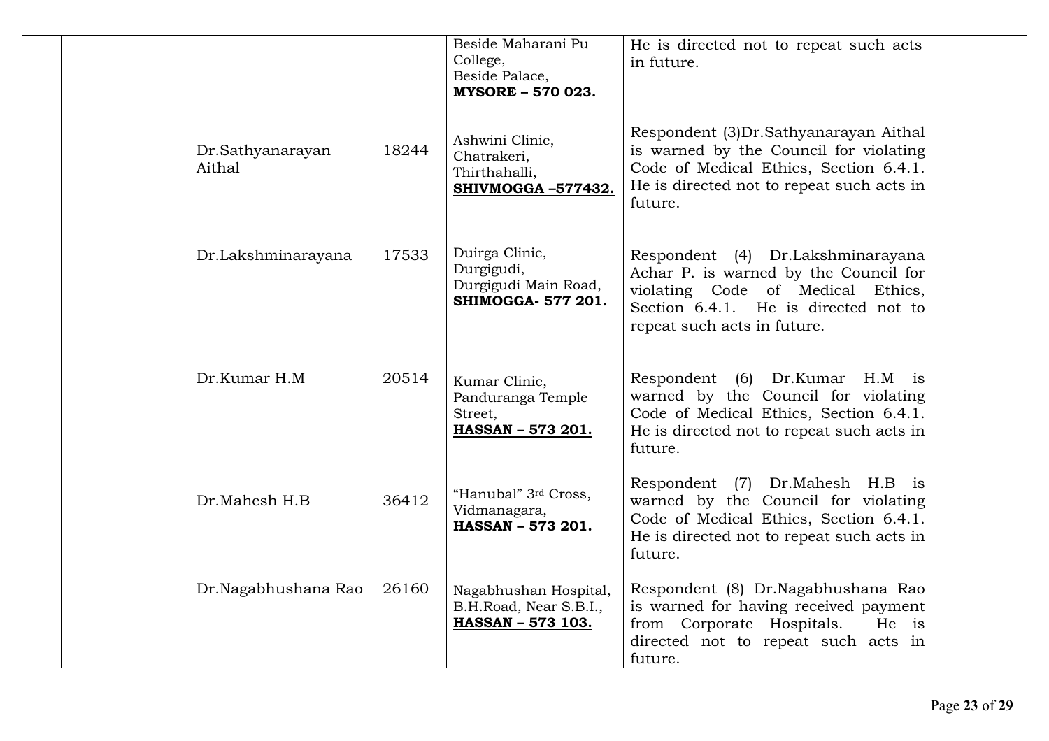|  |  |  |  | Beside Maharani Pu College,<br>Beside Palace,<br>**MYSORE – 570 023.** | He is directed not to repeat such acts in future. |  |
|---|---|---|---|---|---|---|
|  |  | Dr.Sathyanarayan Aithal | 18244 | Ashwini Clinic,<br>Chatrakeri,<br>Thirthahalli,<br>**SHIVMOGGA –577432.** | Respondent (3)Dr.Sathyanarayan Aithal is warned by the Council for violating Code of Medical Ethics, Section 6.4.1. He is directed not to repeat such acts in future. |  |
|  |  | Dr.Lakshminarayana | 17533 | Duirga Clinic,<br>Durgigudi,<br>Durgigudi Main Road,<br>**SHIMOGGA- 577 201.** | Respondent (4) Dr.Lakshminarayana Achar P. is warned by the Council for violating Code of Medical Ethics, Section 6.4.1. He is directed not to repeat such acts in future. |  |
|  |  | Dr.Kumar H.M | 20514 | Kumar Clinic,<br>Panduranga Temple Street,<br>**HASSAN – 573 201.** | Respondent (6) Dr.Kumar H.M is warned by the Council for violating Code of Medical Ethics, Section 6.4.1. He is directed not to repeat such acts in future. |  |
|  |  | Dr.Mahesh H.B | 36412 | "Hanubal" 3rd Cross,<br>Vidmanagara,<br>**HASSAN – 573 201.** | Respondent (7) Dr.Mahesh H.B is warned by the Council for violating Code of Medical Ethics, Section 6.4.1. He is directed not to repeat such acts in future. |  |
|  |  | Dr.Nagabhushana Rao | 26160 | Nagabhushan Hospital,<br>B.H.Road, Near S.B.I.,<br>**HASSAN – 573 103.** | Respondent (8) Dr.Nagabhushana Rao is warned for having received payment from Corporate Hospitals. He is directed not to repeat such acts in future. |  |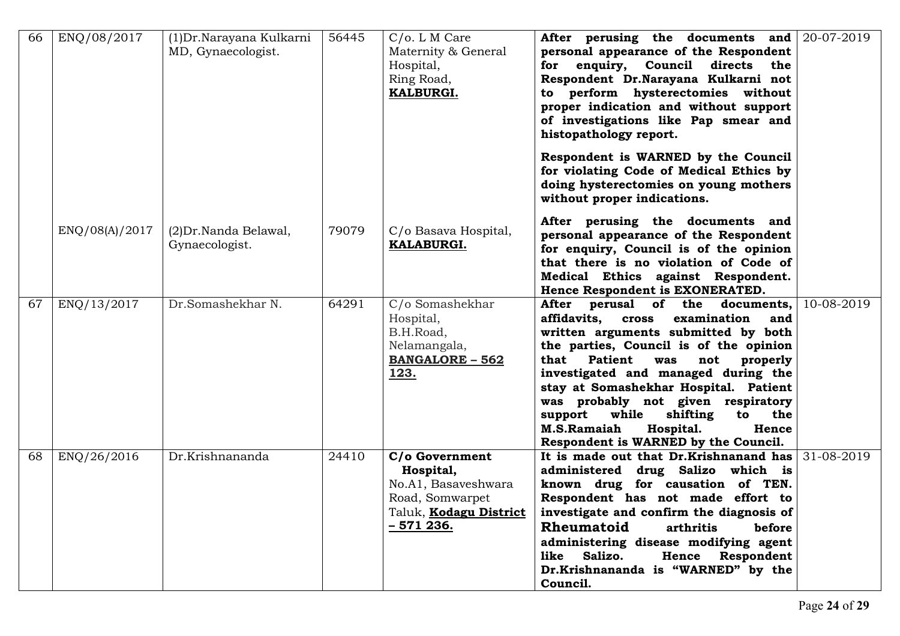| 66 | ENQ/08/2017 | (1)Dr.Narayana Kulkarni MD, Gynaecologist. | 56445 | C/o. L M Care Maternity & General Hospital, Ring Road, **KALBURGI.** | **After perusing the documents and personal appearance of the Respondent for enquiry, Council directs the Respondent Dr.Narayana Kulkarni not to perform hysterectomies without proper indication and without support of investigations like Pap smear and histopathology report.** **Respondent is WARNED by the Council for violating Code of Medical Ethics by doing hysterectomies on young mothers without proper indications.** | 20-07-2019 |
|---|---|---|---|---|---|---|
| | ENQ/08(A)/2017 | (2)Dr.Nanda Belawal, Gynaecologist. | 79079 | C/o Basava Hospital, **KALABURGI.** | **After perusing the documents and personal appearance of the Respondent for enquiry, Council is of the opinion that there is no violation of Code of Medical Ethics against Respondent. Hence Respondent is EXONERATED.** | |
| 67 | ENQ/13/2017 | Dr.Somashekhar N. | 64291 | C/o Somashekhar Hospital, B.H.Road, Nelamangala, **BANGALORE – 562 123.** | **After perusal of the documents, affidavits, cross examination and written arguments submitted by both the parties, Council is of the opinion that Patient was not properly investigated and managed during the stay at Somashekhar Hospital. Patient was probably not given respiratory support while shifting to the M.S.Ramaiah Hospital. Hence Respondent is WARNED by the Council.** | 10-08-2019 |
| 68 | ENQ/26/2016 | Dr.Krishnananda | 24410 | **C/o Government Hospital,** No.A1, Basaveshwara Road, Somwarpet Taluk, **Kodagu District – 571 236.** | **It is made out that Dr.Krishnanand has administered drug Salizo which is known drug for causation of TEN. Respondent has not made effort to investigate and confirm the diagnosis of Rheumatoid arthritis before administering disease modifying agent like Salizo. Hence Respondent Dr.Krishnananda is "WARNED" by the Council.** | 31-08-2019 |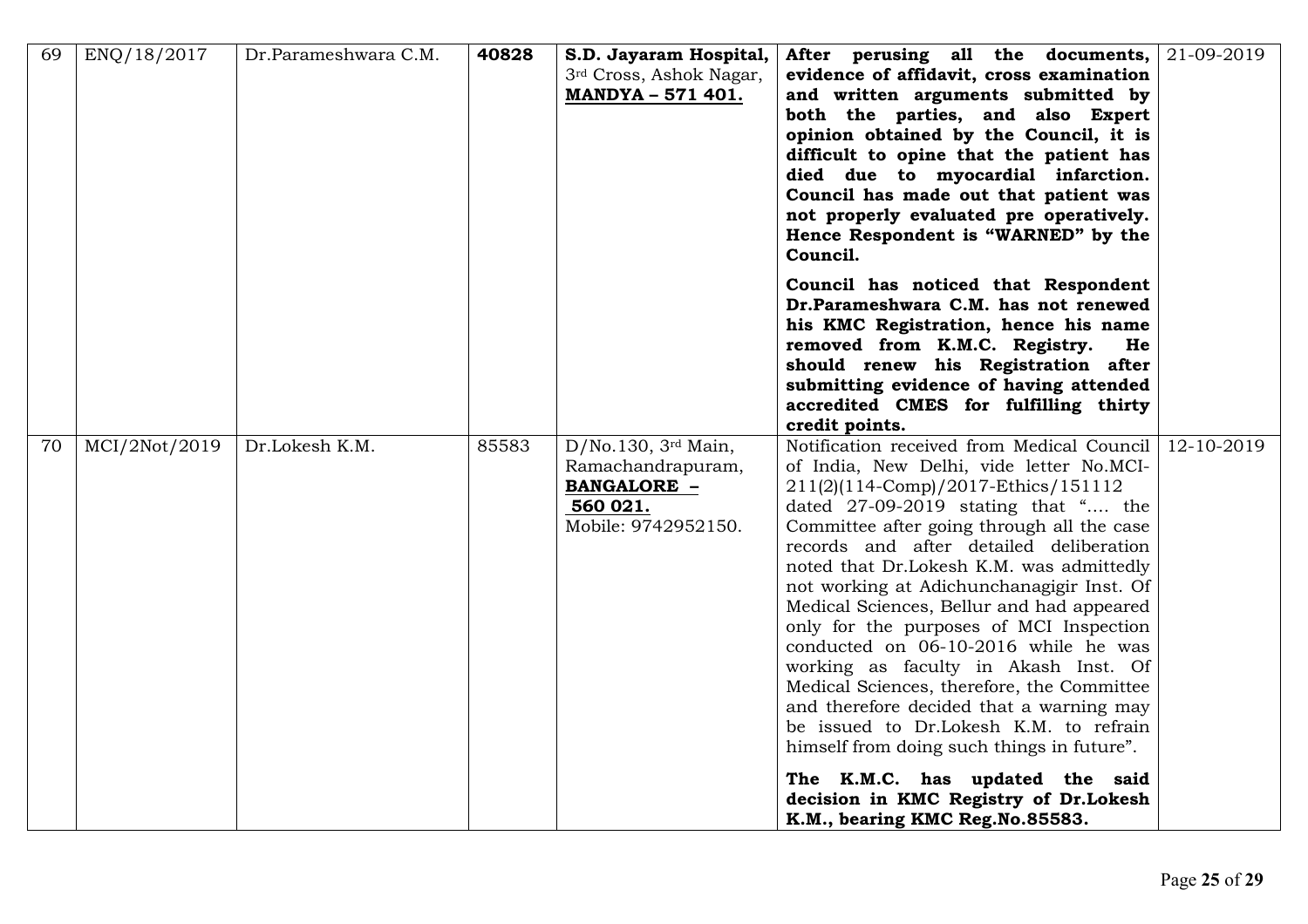| 69 | ENQ/18/2017 | Dr.Parameshwara C.M. | **40828** | **S.D. Jayaram Hospital,** 3rd Cross, Ashok Nagar, **MANDYA – 571 401.** | **After perusing all the documents, evidence of affidavit, cross examination and written arguments submitted by both the parties, and also Expert opinion obtained by the Council, it is difficult to opine that the patient has died due to myocardial infarction. Council has made out that patient was not properly evaluated pre operatively. Hence Respondent is "WARNED" by the Council.**<br><br>**Council has noticed that Respondent Dr.Parameshwara C.M. has not renewed his KMC Registration, hence his name removed from K.M.C. Registry. He should renew his Registration after submitting evidence of having attended accredited CMES for fulfilling thirty credit points.** | 21-09-2019 |
|---|---|---|---|---|---|---|
| 70 | MCI/2Not/2019 | Dr.Lokesh K.M. | 85583 | D/No.130, 3rd Main, Ramachandrapuram, **BANGALORE – 560 021.** Mobile: 9742952150. | Notification received from Medical Council of India, New Delhi, vide letter No.MCI-211(2)(114-Comp)/2017-Ethics/151112 dated 27-09-2019 stating that ".... the Committee after going through all the case records and after detailed deliberation noted that Dr.Lokesh K.M. was admittedly not working at Adichunchanagigir Inst. Of Medical Sciences, Bellur and had appeared only for the purposes of MCI Inspection conducted on 06-10-2016 while he was working as faculty in Akash Inst. Of Medical Sciences, therefore, the Committee and therefore decided that a warning may be issued to Dr.Lokesh K.M. to refrain himself from doing such things in future".<br><br>**The K.M.C. has updated the said decision in KMC Registry of Dr.Lokesh K.M., bearing KMC Reg.No.85583.** | 12-10-2019 |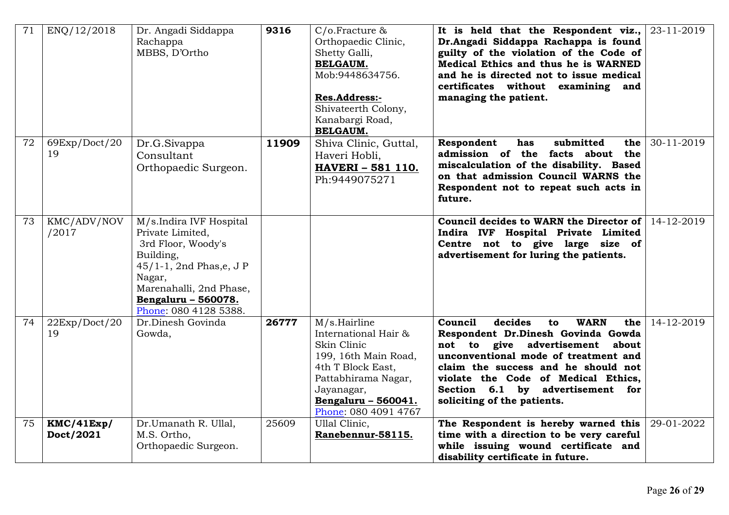| 71 | ENQ/12/2018 | Dr. Angadi Siddappa Rachappa MBBS, D'Ortho | **9316** | C/o.Fracture & Orthopaedic Clinic, Shetty Galli, **BELGAUM.** Mob:9448634756. **Res.Address:-** Shivateerth Colony, Kanabargi Road, **BELGAUM.** | **It is held that the Respondent viz., Dr.Angadi Siddappa Rachappa is found guilty of the violation of the Code of Medical Ethics and thus he is WARNED and he is directed not to issue medical certificates without examining and managing the patient.** | 23-11-2019 |
|---|---|---|---|---|---|---|
| 72 | 69Exp/Doct/2019 | Dr.G.Sivappa Consultant Orthopaedic Surgeon. | **11909** | Shiva Clinic, Guttal, Haveri Hobli, **HAVERI – 581 110.** Ph:9449075271 | **Respondent has submitted the admission of the facts about the miscalculation of the disability. Based on that admission Council WARNS the Respondent not to repeat such acts in future.** | 30-11-2019 |
| 73 | KMC/ADV/NOV/2017 | M/s.Indira IVF Hospital Private Limited, 3rd Floor, Woody's Building, 45/1-1, 2nd Phas,e, J P Nagar, Marenahalli, 2nd Phase, **Bengaluru – 560078.** Phone: 080 4128 5388. | | | **Council decides to WARN the Director of Indira IVF Hospital Private Limited Centre not to give large size of advertisement for luring the patients.** | 14-12-2019 |
| 74 | 22Exp/Doct/2019 | Dr.Dinesh Govinda Gowda, | **26777** | M/s.Hairline International Hair & Skin Clinic 199, 16th Main Road, 4th T Block East, Pattabhirama Nagar, Jayanagar, **Bengaluru – 560041.** Phone: 080 4091 4767 | **Council decides to WARN the Respondent Dr.Dinesh Govinda Gowda not to give advertisement about unconventional mode of treatment and claim the success and he should not violate the Code of Medical Ethics, Section 6.1 by advertisement for soliciting of the patients.** | 14-12-2019 |
| 75 | **KMC/41Exp/ Doct/2021** | Dr.Umanath R. Ullal, M.S. Ortho, Orthopaedic Surgeon. | 25609 | Ullal Clinic, **Ranebennur-58115.** | **The Respondent is hereby warned this time with a direction to be very careful while issuing wound certificate and disability certificate in future.** | 29-01-2022 |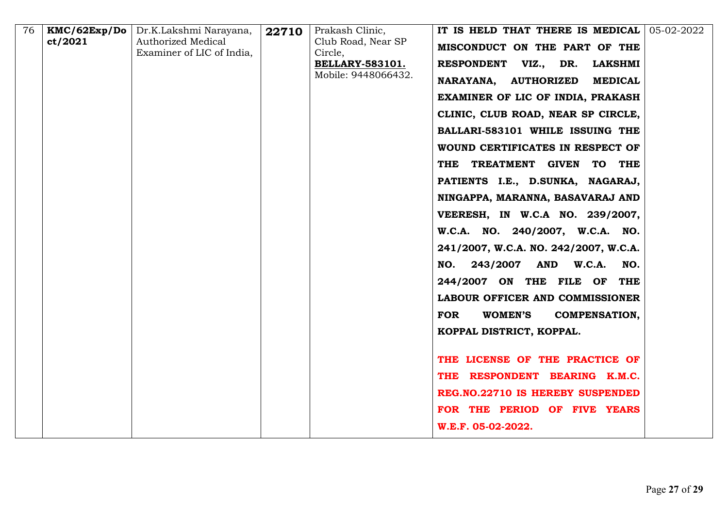| 76 | **KMC/62Exp/Dct/2021** | Dr.K.Lakshmi Narayana, Authorized Medical Examiner of LIC of India, | **22710** | Prakash Clinic, Club Road, Near SP Circle, **BELLARY-583101.** Mobile: 9448066432. | **IT IS HELD THAT THERE IS MEDICAL MISCONDUCT ON THE PART OF THE RESPONDENT VIZ., DR. LAKSHMI NARAYANA, AUTHORIZED MEDICAL EXAMINER OF LIC OF INDIA, PRAKASH CLINIC, CLUB ROAD, NEAR SP CIRCLE, BALLARI-583101 WHILE ISSUING THE WOUND CERTIFICATES IN RESPECT OF THE TREATMENT GIVEN TO THE PATIENTS I.E., D.SUNKA, NAGARAJ, NINGAPPA, MARANNA, BASAVARAJ AND VEERESH, IN W.C.A NO. 239/2007, W.C.A. NO. 240/2007, W.C.A. NO. 241/2007, W.C.A. NO. 242/2007, W.C.A. NO. 243/2007 AND W.C.A. NO. 244/2007 ON THE FILE OF THE LABOUR OFFICER AND COMMISSIONER FOR WOMEN'S COMPENSATION, KOPPAL DISTRICT, KOPPAL.**<br><br>**THE LICENSE OF THE PRACTICE OF THE RESPONDENT BEARING K.M.C. REG.NO.22710 IS HEREBY SUSPENDED FOR THE PERIOD OF FIVE YEARS W.E.F. 05-02-2022.** | 05-02-2022 |
|---|---|---|---|---|---|---|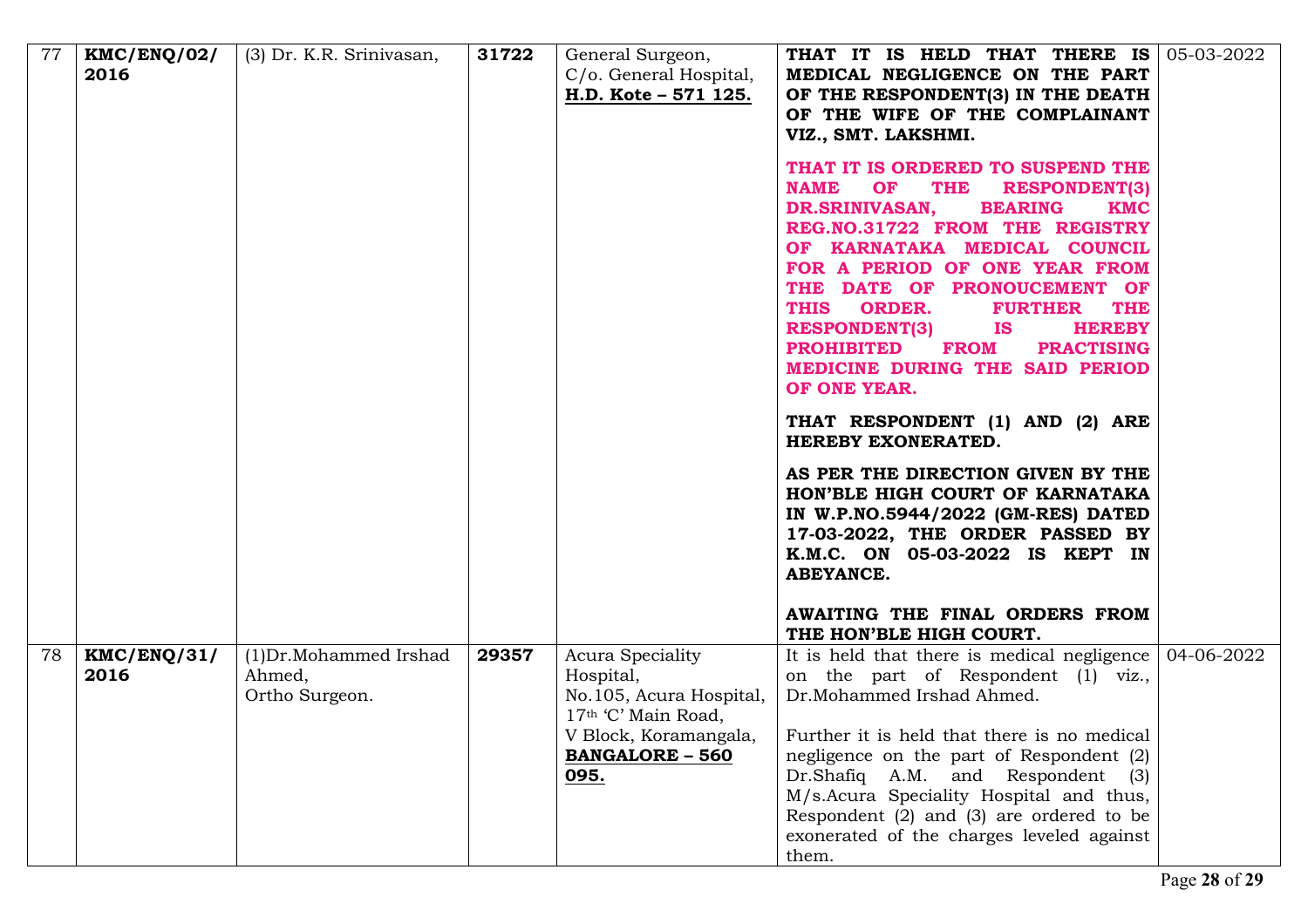| 77 | **KMC/ENQ/02/ 2016** | (3) Dr. K.R. Srinivasan, | **31722** | General Surgeon, C/o. General Hospital, **H.D. Kote – 571 125.** | **THAT IT IS HELD THAT THERE IS MEDICAL NEGLIGENCE ON THE PART OF THE RESPONDENT(3) IN THE DEATH OF THE WIFE OF THE COMPLAINANT VIZ., SMT. LAKSHMI.**<br><br>**THAT IT IS ORDERED TO SUSPEND THE NAME OF THE RESPONDENT(3) DR.SRINIVASAN, BEARING KMC REG.NO.31722 FROM THE REGISTRY OF KARNATAKA MEDICAL COUNCIL FOR A PERIOD OF ONE YEAR FROM THE DATE OF PRONOUCEMENT OF THIS ORDER. FURTHER THE RESPONDENT(3) IS HEREBY PROHIBITED FROM PRACTISING MEDICINE DURING THE SAID PERIOD OF ONE YEAR.**<br><br>**THAT RESPONDENT (1) AND (2) ARE HEREBY EXONERATED.**<br><br>**AS PER THE DIRECTION GIVEN BY THE HON'BLE HIGH COURT OF KARNATAKA IN W.P.NO.5944/2022 (GM-RES) DATED 17-03-2022, THE ORDER PASSED BY K.M.C. ON 05-03-2022 IS KEPT IN ABEYANCE.**<br><br>**AWAITING THE FINAL ORDERS FROM THE HON'BLE HIGH COURT.** | 05-03-2022 |
|---|---|---|---|---|---|---|
| 78 | **KMC/ENQ/31/ 2016** | (1)Dr.Mohammed Irshad Ahmed, Ortho Surgeon. | **29357** | Acura Speciality Hospital, No.105, Acura Hospital, 17th 'C' Main Road, V Block, Koramangala, **BANGALORE – 560 095.** | It is held that there is medical negligence on the part of Respondent (1) viz., Dr.Mohammed Irshad Ahmed.<br><br>Further it is held that there is no medical negligence on the part of Respondent (2) Dr.Shafiq A.M. and Respondent (3) M/s.Acura Speciality Hospital and thus, Respondent (2) and (3) are ordered to be exonerated of the charges leveled against them. | 04-06-2022 |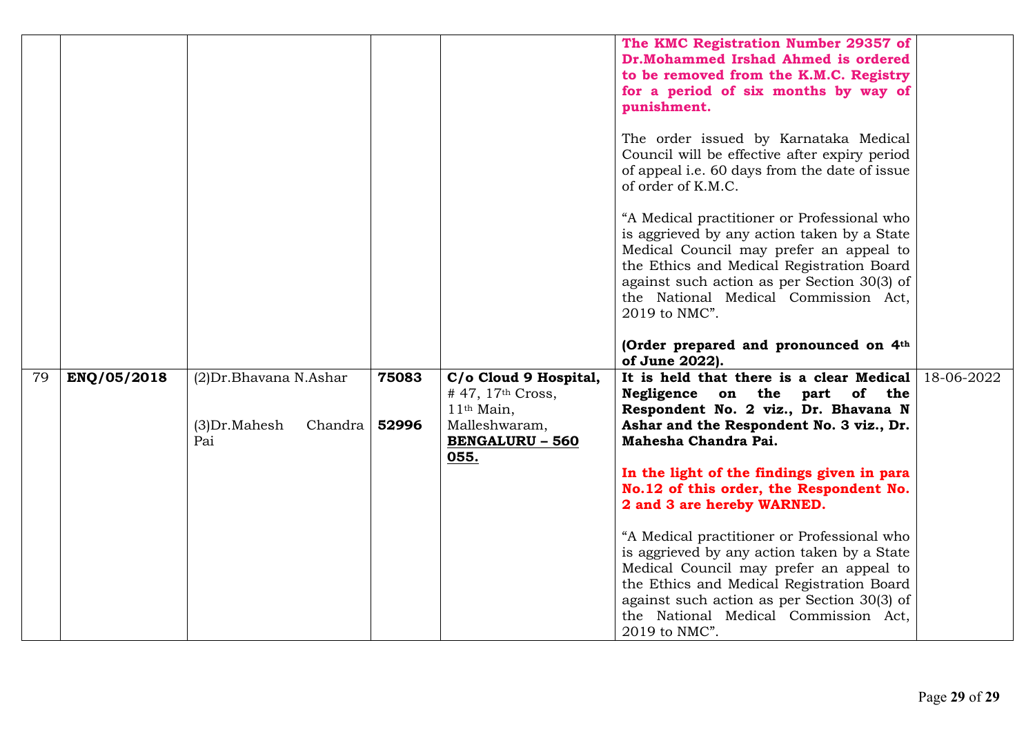| | | | | | | |
|---|---|---|---|---|---|---|
| | | | | | **The KMC Registration Number 29357 of Dr.Mohammed Irshad Ahmed is ordered to be removed from the K.M.C. Registry for a period of six months by way of punishment.**<br><br>The order issued by Karnataka Medical Council will be effective after expiry period of appeal i.e. 60 days from the date of issue of order of K.M.C.<br><br>"A Medical practitioner or Professional who is aggrieved by any action taken by a State Medical Council may prefer an appeal to the Ethics and Medical Registration Board against such action as per Section 30(3) of the National Medical Commission Act, 2019 to NMC".<br><br>**(Order prepared and pronounced on 4th of June 2022).** | |
| 79 | **ENQ/05/2018** | (2)Dr.Bhavana N.Ashar<br><br>(3)Dr.Mahesh Chandra Pai | **75083**<br><br>**52996** | **C/o Cloud 9 Hospital,** # 47, 17th Cross, 11th Main, Malleshwaram, **BENGALURU – 560 055.** | **It is held that there is a clear Medical Negligence on the part of the Respondent No. 2 viz., Dr. Bhavana N Ashar and the Respondent No. 3 viz., Dr. Mahesha Chandra Pai.**<br><br>**In the light of the findings given in para No.12 of this order, the Respondent No. 2 and 3 are hereby WARNED.**<br><br>"A Medical practitioner or Professional who is aggrieved by any action taken by a State Medical Council may prefer an appeal to the Ethics and Medical Registration Board against such action as per Section 30(3) of the National Medical Commission Act, 2019 to NMC". | 18-06-2022 |